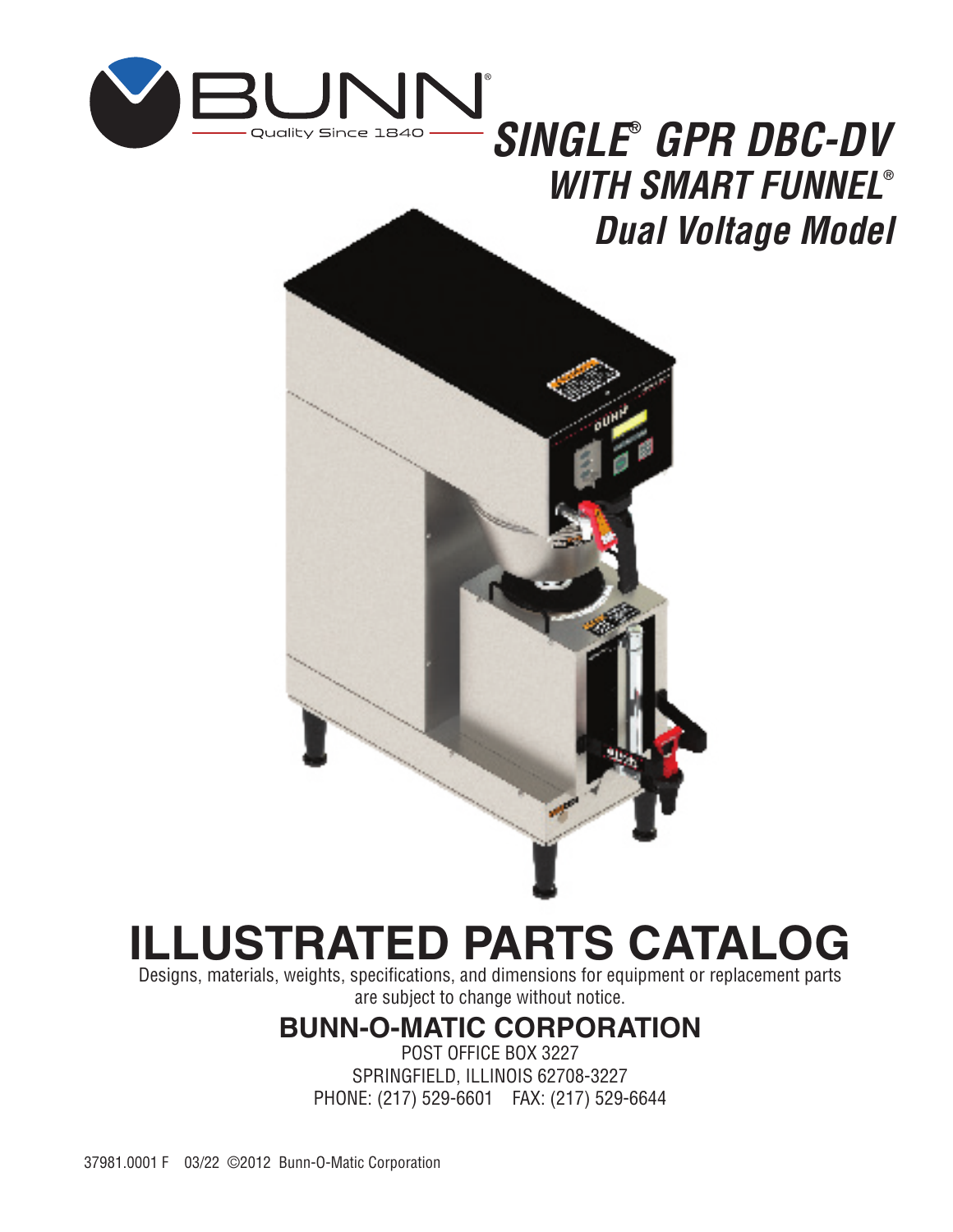BUNN®

Quality Since 1840

# *SINGLE® GPR DBC-DV*
## *WITH SMART FUNNEL®*
## *Dual Voltage Model*

# ILLUSTRATED PARTS CATALOG

Designs, materials, weights, specifications, and dimensions for equipment or replacement parts are subject to change without notice.

## BUNN-O-MATIC CORPORATION

POST OFFICE BOX 3227
SPRINGFIELD, ILLINOIS 62708-3227
PHONE: (217) 529-6601 FAX: (217) 529-6644

37981.0001 F 03/22 ©2012 Bunn-O-Matic Corporation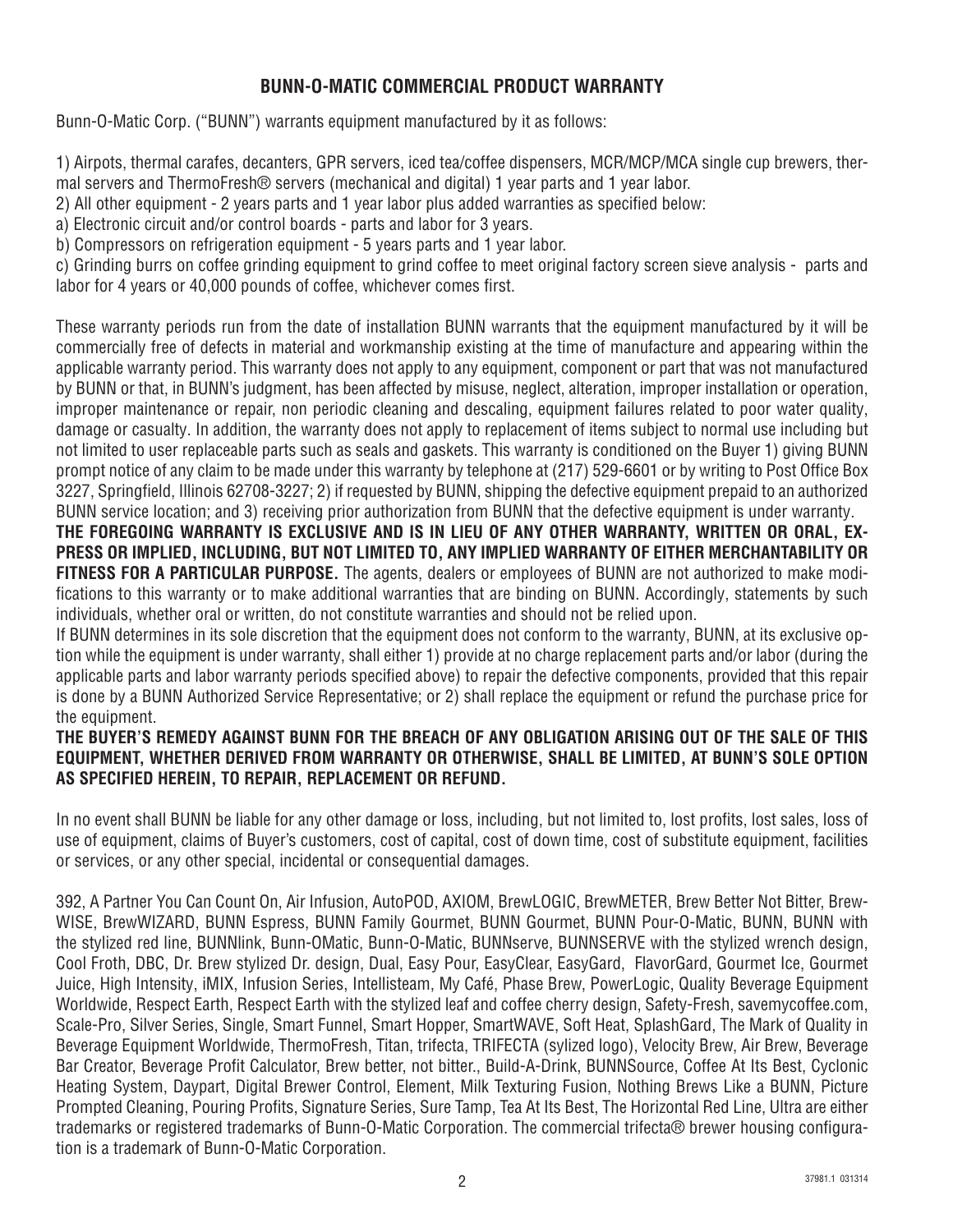## BUNN-O-MATIC COMMERCIAL PRODUCT WARRANTY

Bunn-O-Matic Corp. ("BUNN") warrants equipment manufactured by it as follows:

1) Airpots, thermal carafes, decanters, GPR servers, iced tea/coffee dispensers, MCR/MCP/MCA single cup brewers, thermal servers and ThermoFresh® servers (mechanical and digital) 1 year parts and 1 year labor.
2) All other equipment - 2 years parts and 1 year labor plus added warranties as specified below:
a) Electronic circuit and/or control boards - parts and labor for 3 years.
b) Compressors on refrigeration equipment - 5 years parts and 1 year labor.
c) Grinding burrs on coffee grinding equipment to grind coffee to meet original factory screen sieve analysis - parts and labor for 4 years or 40,000 pounds of coffee, whichever comes first.

These warranty periods run from the date of installation BUNN warrants that the equipment manufactured by it will be commercially free of defects in material and workmanship existing at the time of manufacture and appearing within the applicable warranty period. This warranty does not apply to any equipment, component or part that was not manufactured by BUNN or that, in BUNN's judgment, has been affected by misuse, neglect, alteration, improper installation or operation, improper maintenance or repair, non periodic cleaning and descaling, equipment failures related to poor water quality, damage or casualty. In addition, the warranty does not apply to replacement of items subject to normal use including but not limited to user replaceable parts such as seals and gaskets. This warranty is conditioned on the Buyer 1) giving BUNN prompt notice of any claim to be made under this warranty by telephone at (217) 529-6601 or by writing to Post Office Box 3227, Springfield, Illinois 62708-3227; 2) if requested by BUNN, shipping the defective equipment prepaid to an authorized BUNN service location; and 3) receiving prior authorization from BUNN that the defective equipment is under warranty.
**THE FOREGOING WARRANTY IS EXCLUSIVE AND IS IN LIEU OF ANY OTHER WARRANTY, WRITTEN OR ORAL, EXPRESS OR IMPLIED, INCLUDING, BUT NOT LIMITED TO, ANY IMPLIED WARRANTY OF EITHER MERCHANTABILITY OR FITNESS FOR A PARTICULAR PURPOSE.** The agents, dealers or employees of BUNN are not authorized to make modifications to this warranty or to make additional warranties that are binding on BUNN. Accordingly, statements by such individuals, whether oral or written, do not constitute warranties and should not be relied upon.
If BUNN determines in its sole discretion that the equipment does not conform to the warranty, BUNN, at its exclusive option while the equipment is under warranty, shall either 1) provide at no charge replacement parts and/or labor (during the applicable parts and labor warranty periods specified above) to repair the defective components, provided that this repair is done by a BUNN Authorized Service Representative; or 2) shall replace the equipment or refund the purchase price for the equipment.
**THE BUYER'S REMEDY AGAINST BUNN FOR THE BREACH OF ANY OBLIGATION ARISING OUT OF THE SALE OF THIS EQUIPMENT, WHETHER DERIVED FROM WARRANTY OR OTHERWISE, SHALL BE LIMITED, AT BUNN'S SOLE OPTION AS SPECIFIED HEREIN, TO REPAIR, REPLACEMENT OR REFUND.**

In no event shall BUNN be liable for any other damage or loss, including, but not limited to, lost profits, lost sales, loss of use of equipment, claims of Buyer's customers, cost of capital, cost of down time, cost of substitute equipment, facilities or services, or any other special, incidental or consequential damages.

392, A Partner You Can Count On, Air Infusion, AutoPOD, AXIOM, BrewLOGIC, BrewMETER, Brew Better Not Bitter, BrewWISE, BrewWIZARD, BUNN Espress, BUNN Family Gourmet, BUNN Gourmet, BUNN Pour-O-Matic, BUNN, BUNN with the stylized red line, BUNNlink, Bunn-OMatic, Bunn-O-Matic, BUNNserve, BUNNSERVE with the stylized wrench design, Cool Froth, DBC, Dr. Brew stylized Dr. design, Dual, Easy Pour, EasyClear, EasyGard, FlavorGard, Gourmet Ice, Gourmet Juice, High Intensity, iMIX, Infusion Series, Intellisteam, My Café, Phase Brew, PowerLogic, Quality Beverage Equipment Worldwide, Respect Earth, Respect Earth with the stylized leaf and coffee cherry design, Safety-Fresh, savemycoffee.com, Scale-Pro, Silver Series, Single, Smart Funnel, Smart Hopper, SmartWAVE, Soft Heat, SplashGard, The Mark of Quality in Beverage Equipment Worldwide, ThermoFresh, Titan, trifecta, TRIFECTA (sylized logo), Velocity Brew, Air Brew, Beverage Bar Creator, Beverage Profit Calculator, Brew better, not bitter., Build-A-Drink, BUNNSource, Coffee At Its Best, Cyclonic Heating System, Daypart, Digital Brewer Control, Element, Milk Texturing Fusion, Nothing Brews Like a BUNN, Picture Prompted Cleaning, Pouring Profits, Signature Series, Sure Tamp, Tea At Its Best, The Horizontal Red Line, Ultra are either trademarks or registered trademarks of Bunn-O-Matic Corporation. The commercial trifecta® brewer housing configuration is a trademark of Bunn-O-Matic Corporation.

37981.1 031314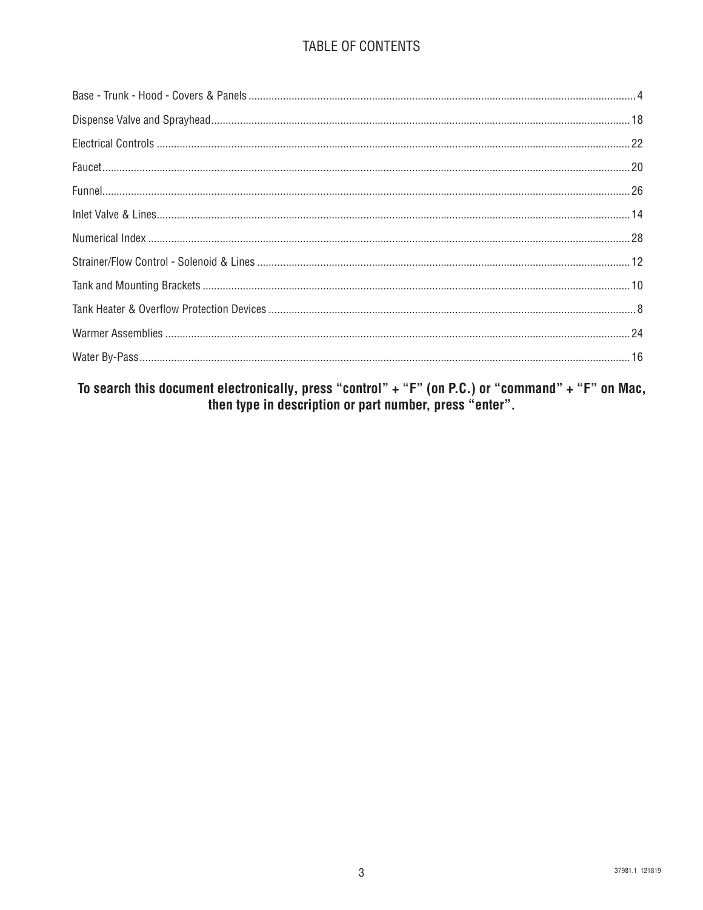# TABLE OF CONTENTS

| Section | Page |
|---|---|
| Base - Trunk - Hood - Covers & Panels | 4 |
| Dispense Valve and Sprayhead | 18 |
| Electrical Controls | 22 |
| Faucet | 20 |
| Funnel | 26 |
| Inlet Valve & Lines | 14 |
| Numerical Index | 28 |
| Strainer/Flow Control - Solenoid & Lines | 12 |
| Tank and Mounting Brackets | 10 |
| Tank Heater & Overflow Protection Devices | 8 |
| Warmer Assemblies | 24 |
| Water By-Pass | 16 |

**To search this document electronically, press "control" + "F" (on P.C.) or "command" + "F" on Mac, then type in description or part number, press "enter".**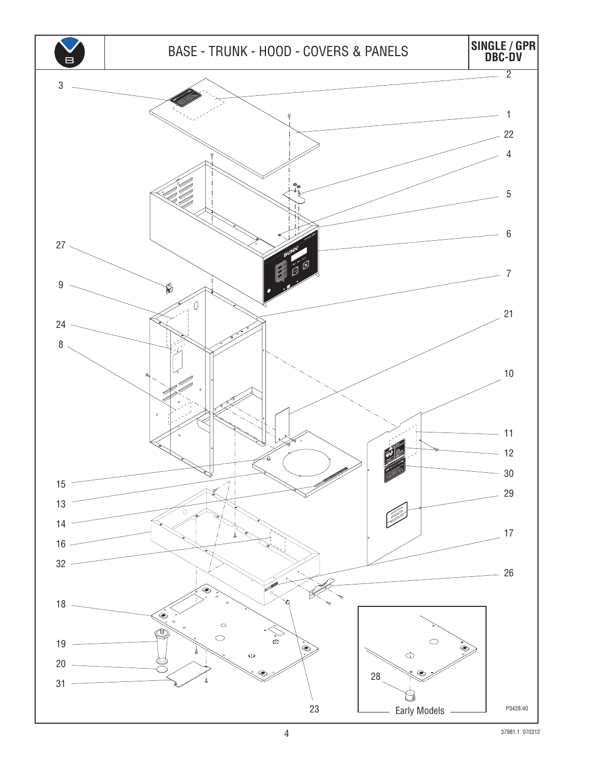# BASE - TRUNK - HOOD - COVERS & PANELS

**SINGLE / GPR DBC-DV**

3 2 1 22 4 5 6 27 7 9 21 24 8 10 11 12 30 15 13 29 14 16 17 32 26 18 19 20 31 23 28

Early Models

P3428.40

37981.1 070312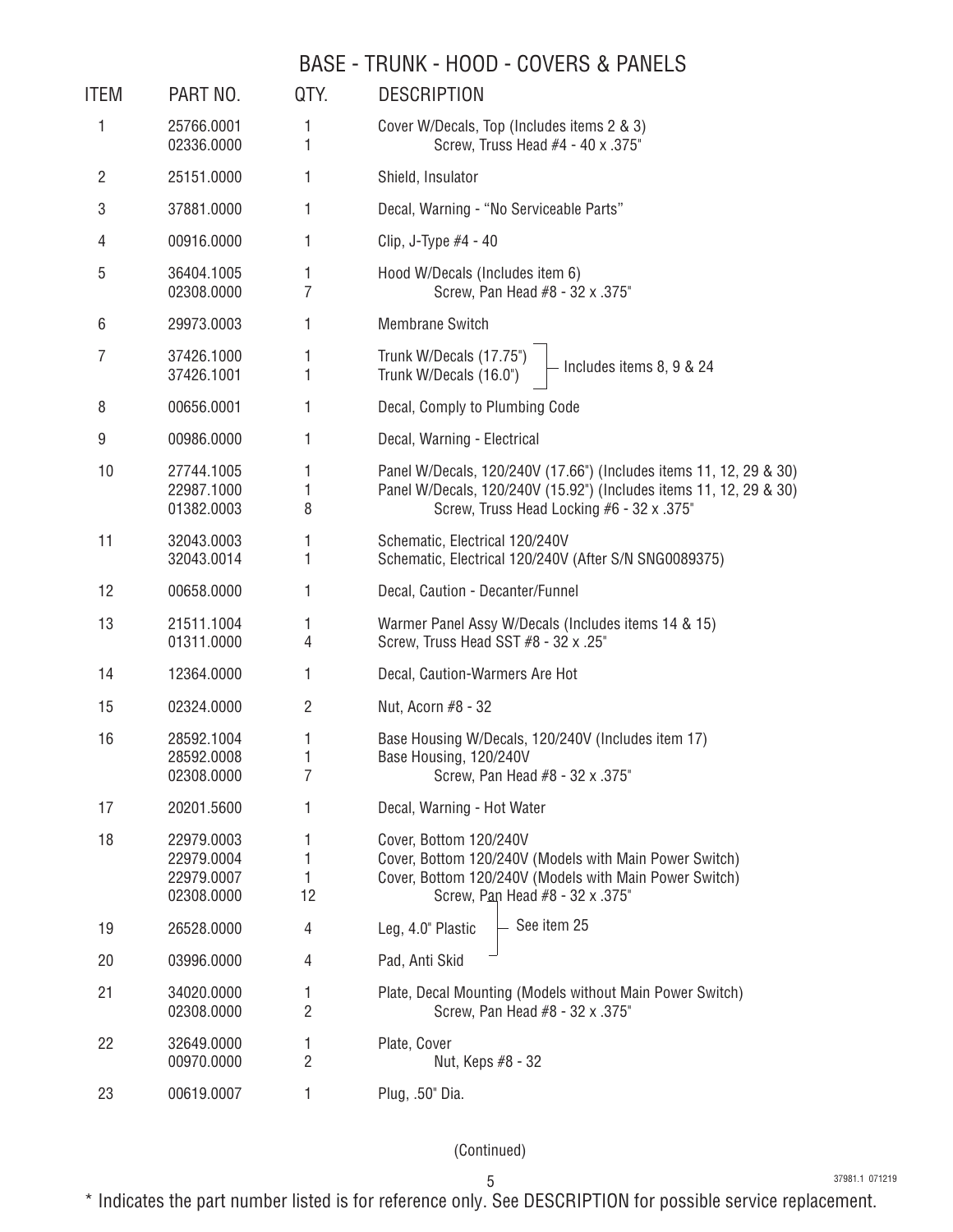# BASE - TRUNK - HOOD - COVERS & PANELS

| ITEM | PART NO. | QTY. | DESCRIPTION |
|---|---|---|---|
| 1 | 25766.0001 | 1 | Cover W/Decals, Top (Includes items 2 & 3) |
| | 02336.0000 | 1 | Screw, Truss Head #4 - 40 x .375" |
| 2 | 25151.0000 | 1 | Shield, Insulator |
| 3 | 37881.0000 | 1 | Decal, Warning - "No Serviceable Parts" |
| 4 | 00916.0000 | 1 | Clip, J-Type #4 - 40 |
| 5 | 36404.1005 | 1 | Hood W/Decals (Includes item 6) |
| | 02308.0000 | 7 | Screw, Pan Head #8 - 32 x .375" |
| 6 | 29973.0003 | 1 | Membrane Switch |
| 7 | 37426.1000 | 1 | Trunk W/Decals (17.75") – Includes items 8, 9 & 24 |
| | 37426.1001 | 1 | Trunk W/Decals (16.0") – Includes items 8, 9 & 24 |
| 8 | 00656.0001 | 1 | Decal, Comply to Plumbing Code |
| 9 | 00986.0000 | 1 | Decal, Warning - Electrical |
| 10 | 27744.1005 | 1 | Panel W/Decals, 120/240V (17.66") (Includes items 11, 12, 29 & 30) |
| | 22987.1000 | 1 | Panel W/Decals, 120/240V (15.92") (Includes items 11, 12, 29 & 30) |
| | 01382.0003 | 8 | Screw, Truss Head Locking #6 - 32 x .375" |
| 11 | 32043.0003 | 1 | Schematic, Electrical 120/240V |
| | 32043.0014 | 1 | Schematic, Electrical 120/240V (After S/N SNG0089375) |
| 12 | 00658.0000 | 1 | Decal, Caution - Decanter/Funnel |
| 13 | 21511.1004 | 1 | Warmer Panel Assy W/Decals (Includes items 14 & 15) |
| | 01311.0000 | 4 | Screw, Truss Head SST #8 - 32 x .25" |
| 14 | 12364.0000 | 1 | Decal, Caution-Warmers Are Hot |
| 15 | 02324.0000 | 2 | Nut, Acorn #8 - 32 |
| 16 | 28592.1004 | 1 | Base Housing W/Decals, 120/240V (Includes item 17) |
| | 28592.0008 | 1 | Base Housing, 120/240V |
| | 02308.0000 | 7 | Screw, Pan Head #8 - 32 x .375" |
| 17 | 20201.5600 | 1 | Decal, Warning - Hot Water |
| 18 | 22979.0003 | 1 | Cover, Bottom 120/240V |
| | 22979.0004 | 1 | Cover, Bottom 120/240V (Models with Main Power Switch) |
| | 22979.0007 | 1 | Cover, Bottom 120/240V (Models with Main Power Switch) |
| | 02308.0000 | 12 | Screw, Pan Head #8 - 32 x .375" |
| 19 | 26528.0000 | 4 | Leg, 4.0" Plastic – See item 25 |
| 20 | 03996.0000 | 4 | Pad, Anti Skid – See item 25 |
| 21 | 34020.0000 | 1 | Plate, Decal Mounting (Models without Main Power Switch) |
| | 02308.0000 | 2 | Screw, Pan Head #8 - 32 x .375" |
| 22 | 32649.0000 | 1 | Plate, Cover |
| | 00970.0000 | 2 | Nut, Keps #8 - 32 |
| 23 | 00619.0007 | 1 | Plug, .50" Dia. |

(Continued)

37981.1 071219

* Indicates the part number listed is for reference only. See DESCRIPTION for possible service replacement.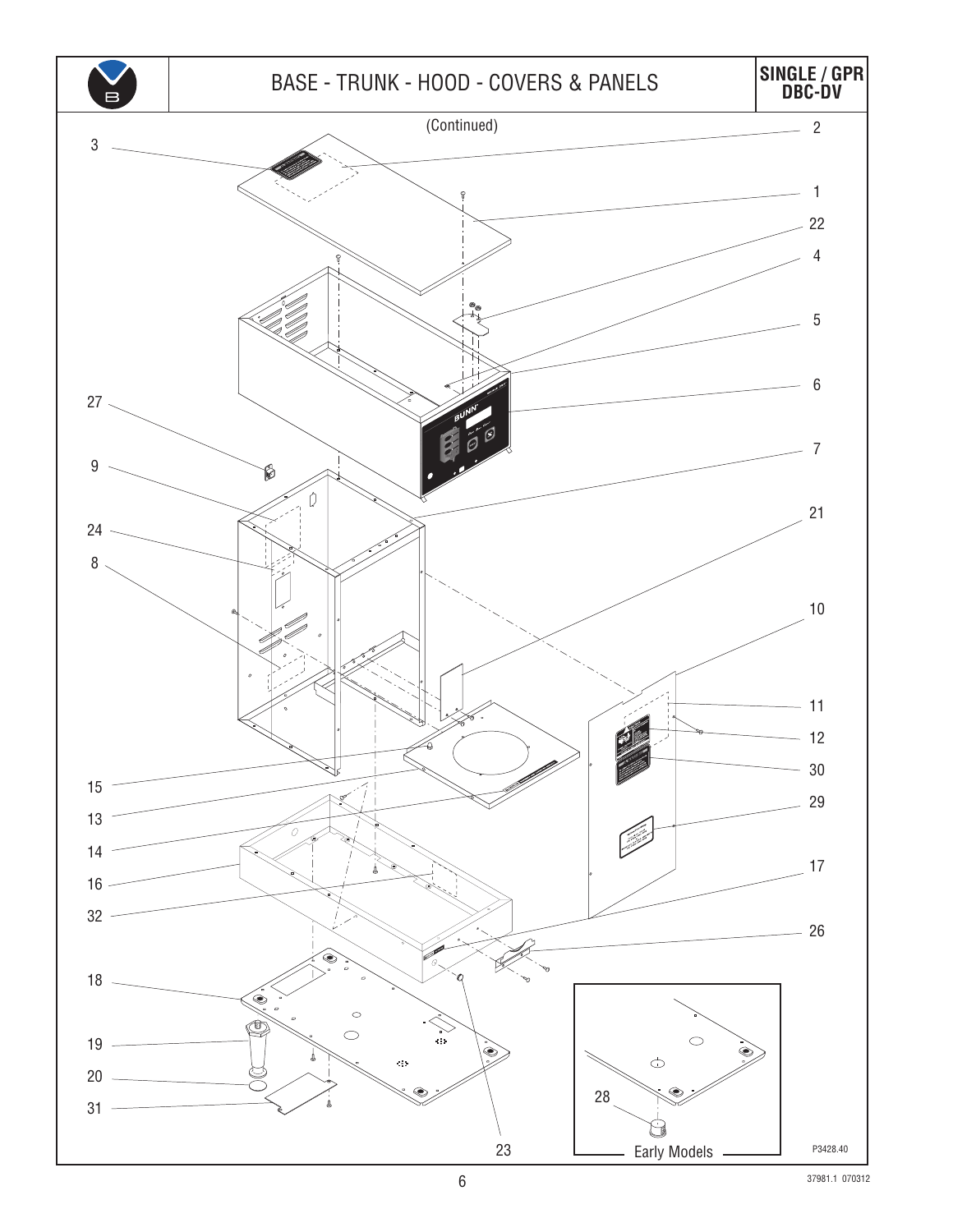# BASE - TRUNK - HOOD - COVERS & PANELS

**SINGLE / GPR DBC-DV**

(Continued)

3, 2, 1, 22, 4, 5, 6, 27, 7, 9, 21, 24, 8, 10, 11, 12, 30, 15, 29, 13, 14, 17, 16, 32, 26, 18, 19, 20, 31, 28, 23

Early Models

P3428.40

37981.1 070312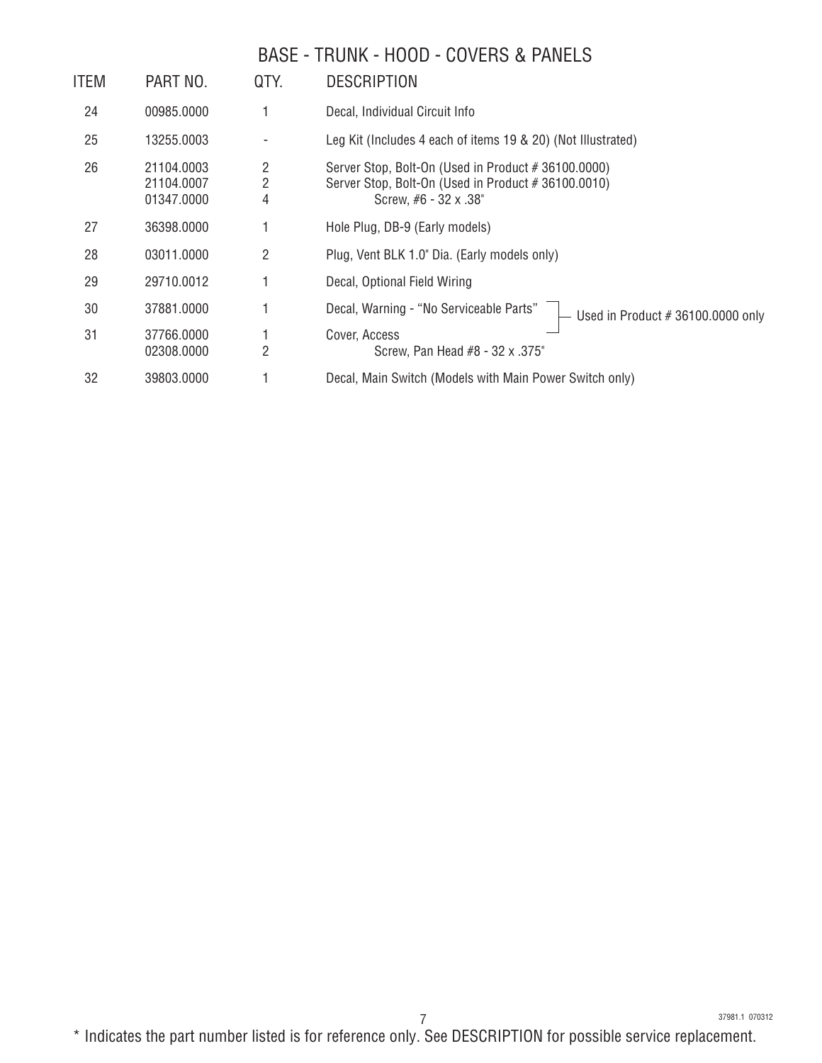## BASE - TRUNK - HOOD - COVERS & PANELS

| ITEM | PART NO. | QTY. | DESCRIPTION |
|---|---|---|---|
| 24 | 00985.0000 | 1 | Decal, Individual Circuit Info |
| 25 | 13255.0003 | - | Leg Kit (Includes 4 each of items 19 & 20) (Not Illustrated) |
| 26 | 21104.0003 | 2 | Server Stop, Bolt-On (Used in Product # 36100.0000) |
| | 21104.0007 | 2 | Server Stop, Bolt-On (Used in Product # 36100.0010) |
| | 01347.0000 | 4 | Screw, #6 - 32 x .38" |
| 27 | 36398.0000 | 1 | Hole Plug, DB-9 (Early models) |
| 28 | 03011.0000 | 2 | Plug, Vent BLK 1.0" Dia. (Early models only) |
| 29 | 29710.0012 | 1 | Decal, Optional Field Wiring |
| 30 | 37881.0000 | 1 | Decal, Warning - "No Serviceable Parts" (Used in Product # 36100.0000 only) |
| 31 | 37766.0000 | 1 | Cover, Access (Used in Product # 36100.0000 only) |
| | 02308.0000 | 2 | Screw, Pan Head #8 - 32 x .375" |
| 32 | 39803.0000 | 1 | Decal, Main Switch (Models with Main Power Switch only) |

37981.1 070312

* Indicates the part number listed is for reference only. See DESCRIPTION for possible service replacement.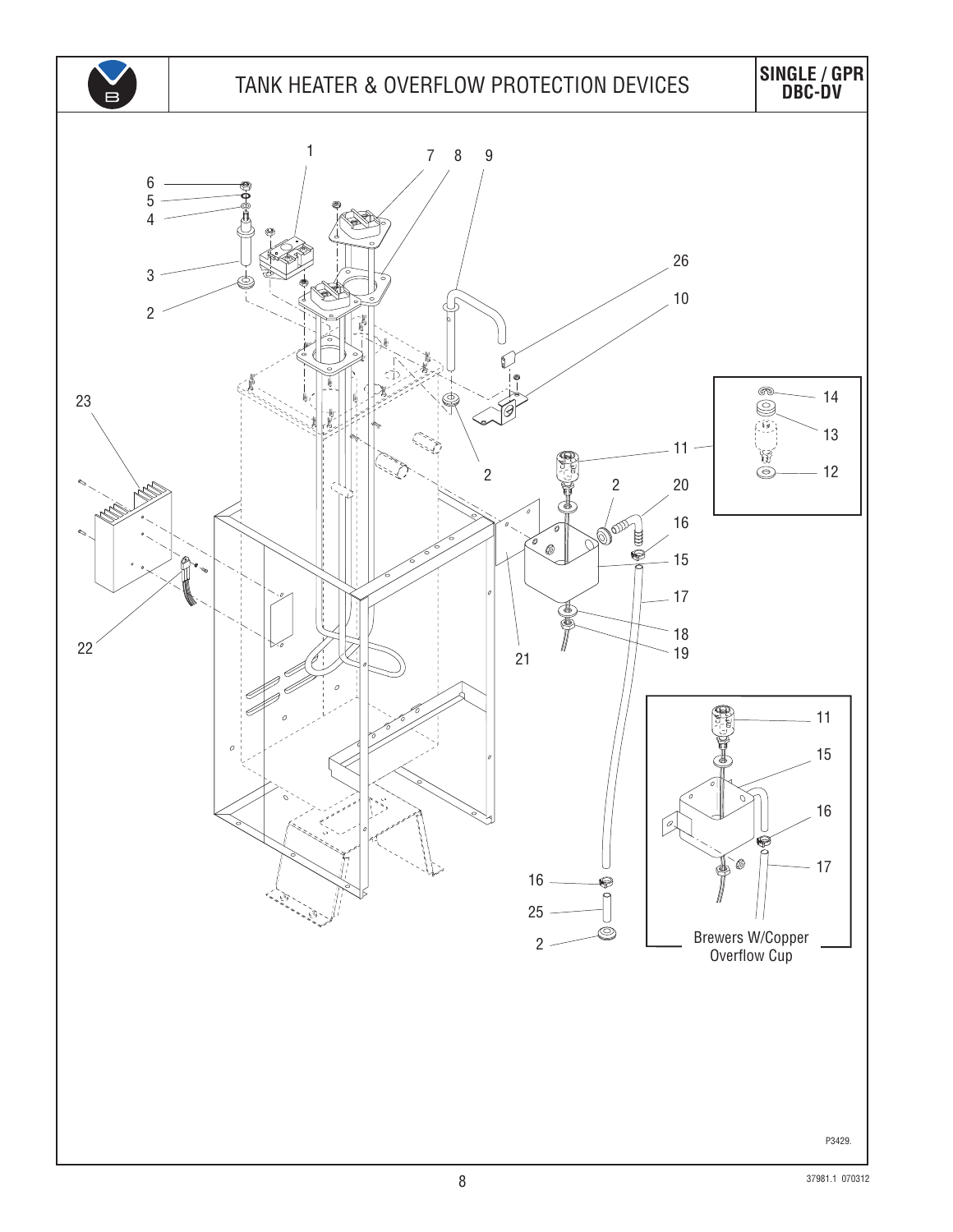# TANK HEATER & OVERFLOW PROTECTION DEVICES

**SINGLE / GPR DBC-DV**

1 7 8 9

6
5
4
3
2

26
10

23

14
13
11
12

2
2 20
16
15
17
18
19

22

21

11
15
16
17

16
25
2

Brewers W/Copper Overflow Cup

P3429.

37981.1 070312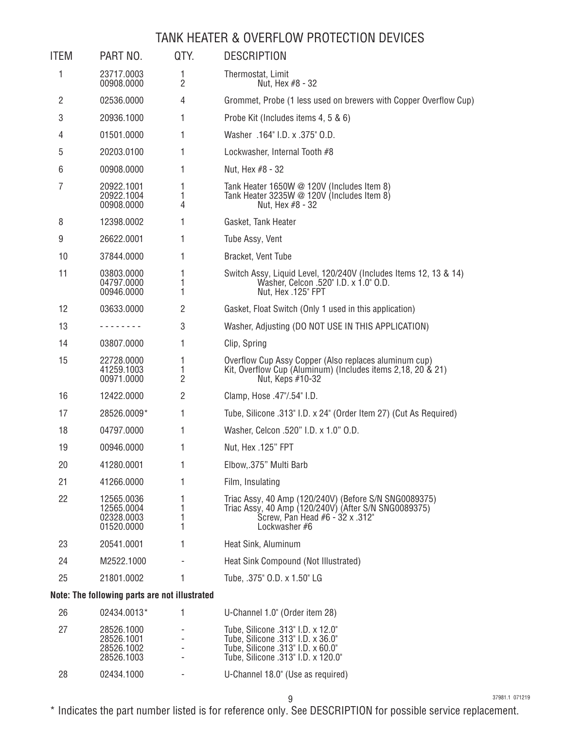# TANK HEATER & OVERFLOW PROTECTION DEVICES

| ITEM | PART NO. | QTY. | DESCRIPTION |
|---|---|---|---|
| 1 | 23717.0003<br>00908.0000 | 1<br>2 | Thermostat, Limit<br>Nut, Hex #8 - 32 |
| 2 | 02536.0000 | 4 | Grommet, Probe (1 less used on brewers with Copper Overflow Cup) |
| 3 | 20936.1000 | 1 | Probe Kit (Includes items 4, 5 & 6) |
| 4 | 01501.0000 | 1 | Washer .164" I.D. x .375" O.D. |
| 5 | 20203.0100 | 1 | Lockwasher, Internal Tooth #8 |
| 6 | 00908.0000 | 1 | Nut, Hex #8 - 32 |
| 7 | 20922.1001<br>20922.1004<br>00908.0000 | 1<br>1<br>4 | Tank Heater 1650W @ 120V (Includes Item 8)<br>Tank Heater 3235W @ 120V (Includes Item 8)<br>Nut, Hex #8 - 32 |
| 8 | 12398.0002 | 1 | Gasket, Tank Heater |
| 9 | 26622.0001 | 1 | Tube Assy, Vent |
| 10 | 37844.0000 | 1 | Bracket, Vent Tube |
| 11 | 03803.0000<br>04797.0000<br>00946.0000 | 1<br>1<br>1 | Switch Assy, Liquid Level, 120/240V (Includes Items 12, 13 & 14)<br>Washer, Celcon .520" I.D. x 1.0" O.D.<br>Nut, Hex .125" FPT |
| 12 | 03633.0000 | 2 | Gasket, Float Switch (Only 1 used in this application) |
| 13 | - - - - - - - - | 3 | Washer, Adjusting (DO NOT USE IN THIS APPLICATION) |
| 14 | 03807.0000 | 1 | Clip, Spring |
| 15 | 22728.0000<br>41259.1003<br>00971.0000 | 1<br>1<br>2 | Overflow Cup Assy Copper (Also replaces aluminum cup)<br>Kit, Overflow Cup (Aluminum) (Includes items 2,18, 20 & 21)<br>Nut, Keps #10-32 |
| 16 | 12422.0000 | 2 | Clamp, Hose .47"/.54" I.D. |
| 17 | 28526.0009* | 1 | Tube, Silicone .313" I.D. x 24" (Order Item 27) (Cut As Required) |
| 18 | 04797.0000 | 1 | Washer, Celcon .520" I.D. x 1.0" O.D. |
| 19 | 00946.0000 | 1 | Nut, Hex .125" FPT |
| 20 | 41280.0001 | 1 | Elbow,.375" Multi Barb |
| 21 | 41266.0000 | 1 | Film, Insulating |
| 22 | 12565.0036<br>12565.0004<br>02328.0003<br>01520.0000 | 1<br>1<br>1<br>1 | Triac Assy, 40 Amp (120/240V) (Before S/N SNG0089375)<br>Triac Assy, 40 Amp (120/240V) (After S/N SNG0089375)<br>Screw, Pan Head #6 - 32 x .312"<br>Lockwasher #6 |
| 23 | 20541.0001 | 1 | Heat Sink, Aluminum |
| 24 | M2522.1000 | - | Heat Sink Compound (Not Illustrated) |
| 25 | 21801.0002 | 1 | Tube, .375" O.D. x 1.50" LG |

**Note: The following parts are not illustrated**

| ITEM | PART NO. | QTY. | DESCRIPTION |
|---|---|---|---|
| 26 | 02434.0013* | 1 | U-Channel 1.0" (Order item 28) |
| 27 | 28526.1000<br>28526.1001<br>28526.1002<br>28526.1003 | -<br>-<br>-<br>- | Tube, Silicone .313" I.D. x 12.0"<br>Tube, Silicone .313" I.D. x 36.0"<br>Tube, Silicone .313" I.D. x 60.0"<br>Tube, Silicone .313" I.D. x 120.0" |
| 28 | 02434.1000 | - | U-Channel 18.0" (Use as required) |

\* Indicates the part number listed is for reference only. See DESCRIPTION for possible service replacement.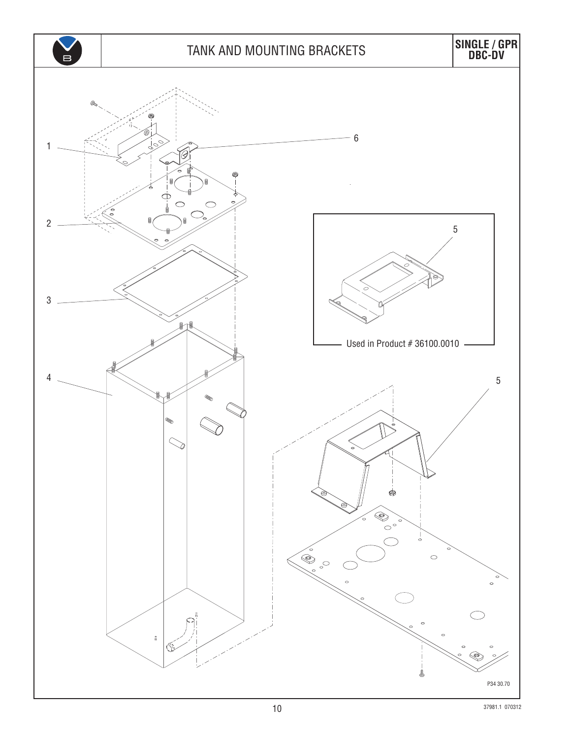# TANK AND MOUNTING BRACKETS

**SINGLE / GPR DBC-DV**

1

6

2

3

4

5

Used in Product # 36100.0010

5

P34 30.70

37981.1 070312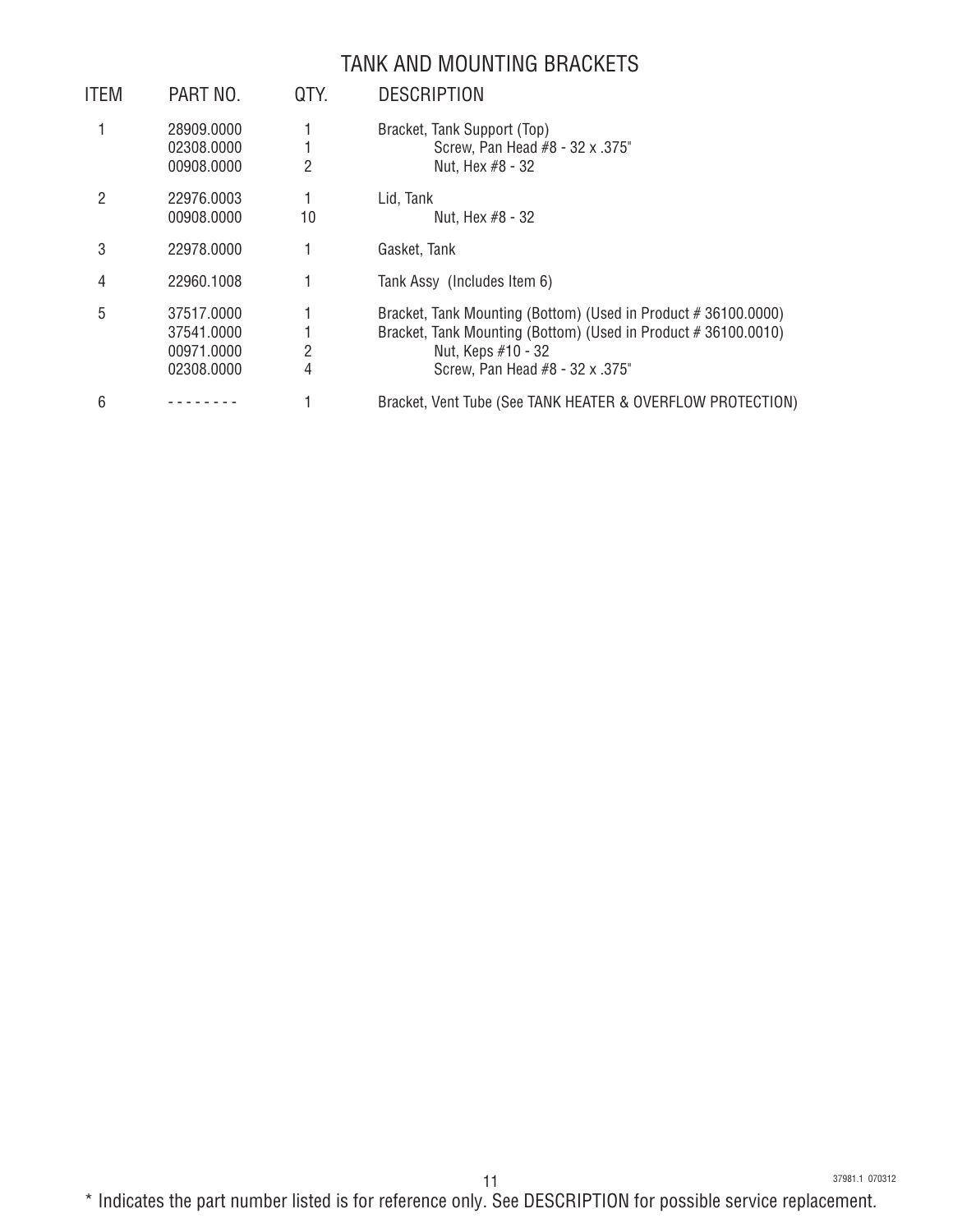# TANK AND MOUNTING BRACKETS

| ITEM | PART NO. | QTY. | DESCRIPTION |
|---|---|---|---|
| 1 | 28909.0000 | 1 | Bracket, Tank Support (Top) |
| | 02308.0000 | 1 | Screw, Pan Head #8 - 32 x .375" |
| | 00908.0000 | 2 | Nut, Hex #8 - 32 |
| 2 | 22976.0003 | 1 | Lid, Tank |
| | 00908.0000 | 10 | Nut, Hex #8 - 32 |
| 3 | 22978.0000 | 1 | Gasket, Tank |
| 4 | 22960.1008 | 1 | Tank Assy (Includes Item 6) |
| 5 | 37517.0000 | 1 | Bracket, Tank Mounting (Bottom) (Used in Product # 36100.0000) |
| | 37541.0000 | 1 | Bracket, Tank Mounting (Bottom) (Used in Product # 36100.0010) |
| | 00971.0000 | 2 | Nut, Keps #10 - 32 |
| | 02308.0000 | 4 | Screw, Pan Head #8 - 32 x .375" |
| 6 | -------- | 1 | Bracket, Vent Tube (See TANK HEATER & OVERFLOW PROTECTION) |

37981.1 070312

* Indicates the part number listed is for reference only. See DESCRIPTION for possible service replacement.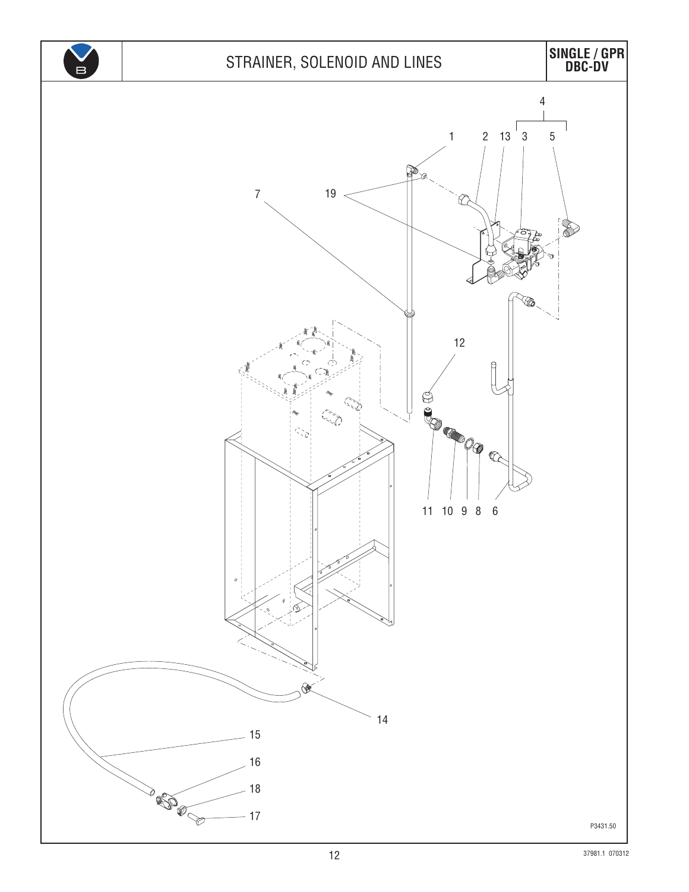# STRAINER, SOLENOID AND LINES

**SINGLE / GPR DBC-DV**

4

1 2 13 3 5

7 19

12

11 10 9 8 6

14

15

16

18

17

P3431.50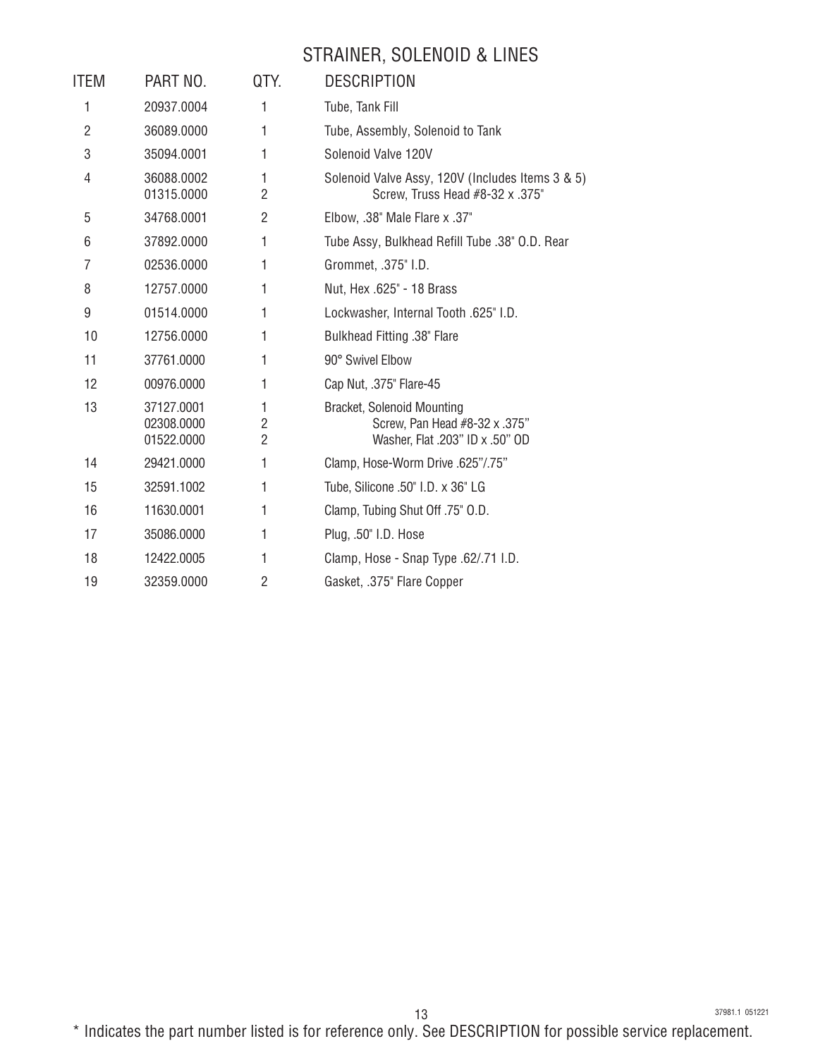## STRAINER, SOLENOID & LINES

| ITEM | PART NO. | QTY. | DESCRIPTION |
|---|---|---|---|
| 1 | 20937.0004 | 1 | Tube, Tank Fill |
| 2 | 36089.0000 | 1 | Tube, Assembly, Solenoid to Tank |
| 3 | 35094.0001 | 1 | Solenoid Valve 120V |
| 4 | 36088.0002 | 1 | Solenoid Valve Assy, 120V (Includes Items 3 & 5) |
| | 01315.0000 | 2 | Screw, Truss Head #8-32 x .375" |
| 5 | 34768.0001 | 2 | Elbow, .38" Male Flare x .37" |
| 6 | 37892.0000 | 1 | Tube Assy, Bulkhead Refill Tube .38" O.D. Rear |
| 7 | 02536.0000 | 1 | Grommet, .375" I.D. |
| 8 | 12757.0000 | 1 | Nut, Hex .625" - 18 Brass |
| 9 | 01514.0000 | 1 | Lockwasher, Internal Tooth .625" I.D. |
| 10 | 12756.0000 | 1 | Bulkhead Fitting .38" Flare |
| 11 | 37761.0000 | 1 | 90° Swivel Elbow |
| 12 | 00976.0000 | 1 | Cap Nut, .375" Flare-45 |
| 13 | 37127.0001 | 1 | Bracket, Solenoid Mounting |
| | 02308.0000 | 2 | Screw, Pan Head #8-32 x .375" |
| | 01522.0000 | 2 | Washer, Flat .203" ID x .50" OD |
| 14 | 29421.0000 | 1 | Clamp, Hose-Worm Drive .625"/.75" |
| 15 | 32591.1002 | 1 | Tube, Silicone .50" I.D. x 36" LG |
| 16 | 11630.0001 | 1 | Clamp, Tubing Shut Off .75" O.D. |
| 17 | 35086.0000 | 1 | Plug, .50" I.D. Hose |
| 18 | 12422.0005 | 1 | Clamp, Hose - Snap Type .62/.71 I.D. |
| 19 | 32359.0000 | 2 | Gasket, .375" Flare Copper |

37981.1 051221

* Indicates the part number listed is for reference only. See DESCRIPTION for possible service replacement.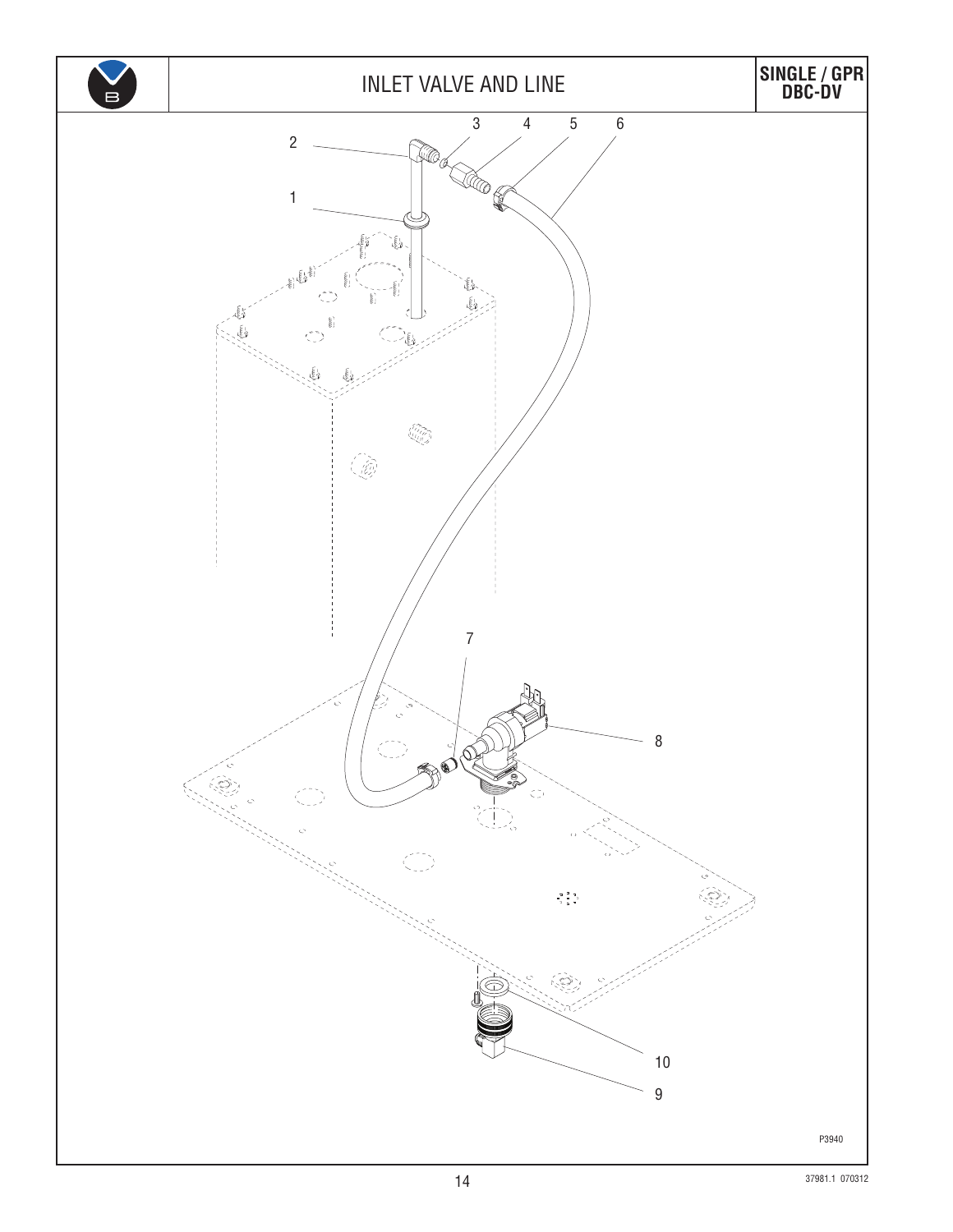# INLEET VALVE AND LINE

**SINGLE / GPR DBC-DV**

2

1

3 4 5 6

7

8

10

9

P3940

37981.1 070312

# INLET VALVE AND LINE

**SINGLE / GPR DBC-DV**

2

1

3 4 5 6

7

8

10

9

P3940

37981.1 070312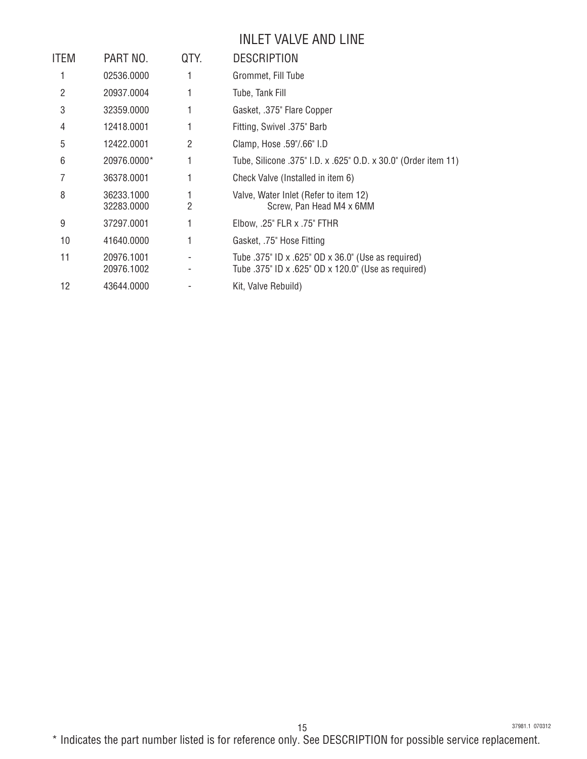## INLET VALVE AND LINE

| ITEM | PART NO. | QTY. | DESCRIPTION |
|---|---|---|---|
| 1 | 02536.0000 | 1 | Grommet, Fill Tube |
| 2 | 20937.0004 | 1 | Tube, Tank Fill |
| 3 | 32359.0000 | 1 | Gasket, .375" Flare Copper |
| 4 | 12418.0001 | 1 | Fitting, Swivel .375" Barb |
| 5 | 12422.0001 | 2 | Clamp, Hose .59"/.66" I.D |
| 6 | 20976.0000* | 1 | Tube, Silicone .375" I.D. x .625" O.D. x 30.0" (Order item 11) |
| 7 | 36378.0001 | 1 | Check Valve (Installed in item 6) |
| 8 | 36233.1000 | 1 | Valve, Water Inlet (Refer to item 12) |
|  | 32283.0000 | 2 | Screw, Pan Head M4 x 6MM |
| 9 | 37297.0001 | 1 | Elbow, .25" FLR x .75" FTHR |
| 10 | 41640.0000 | 1 | Gasket, .75" Hose Fitting |
| 11 | 20976.1001 | - | Tube .375" ID x .625" OD x 36.0" (Use as required) |
|  | 20976.1002 | - | Tube .375" ID x .625" OD x 120.0" (Use as required) |
| 12 | 43644.0000 | - | Kit, Valve Rebuild) |

37981.1 070312

* Indicates the part number listed is for reference only. See DESCRIPTION for possible service replacement.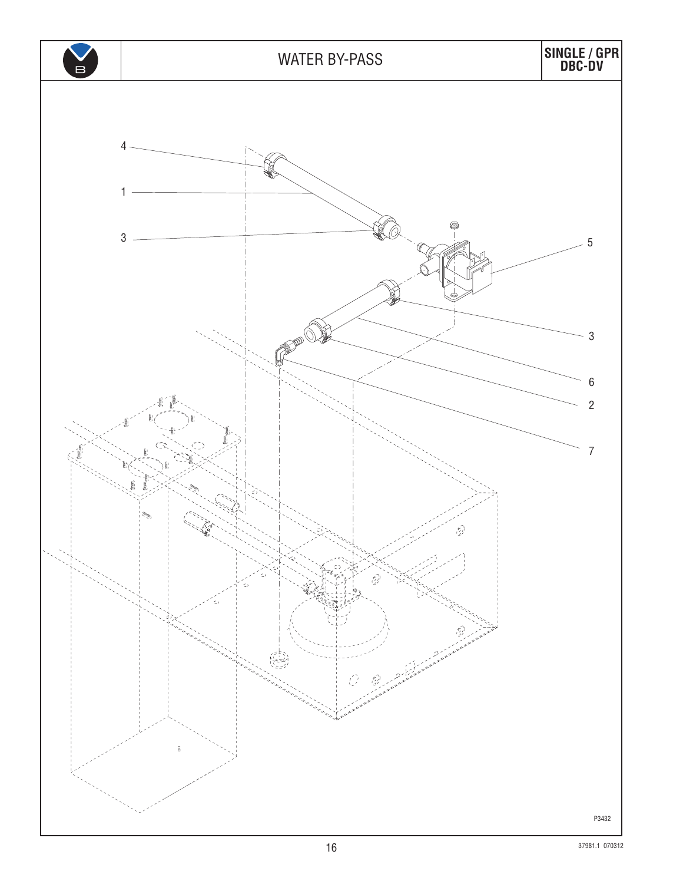# WATER BY-PASS

**SINGLE / GPR DBC-DV**

4

1

3

5

3

6

2

7

P3432

37981.1 070312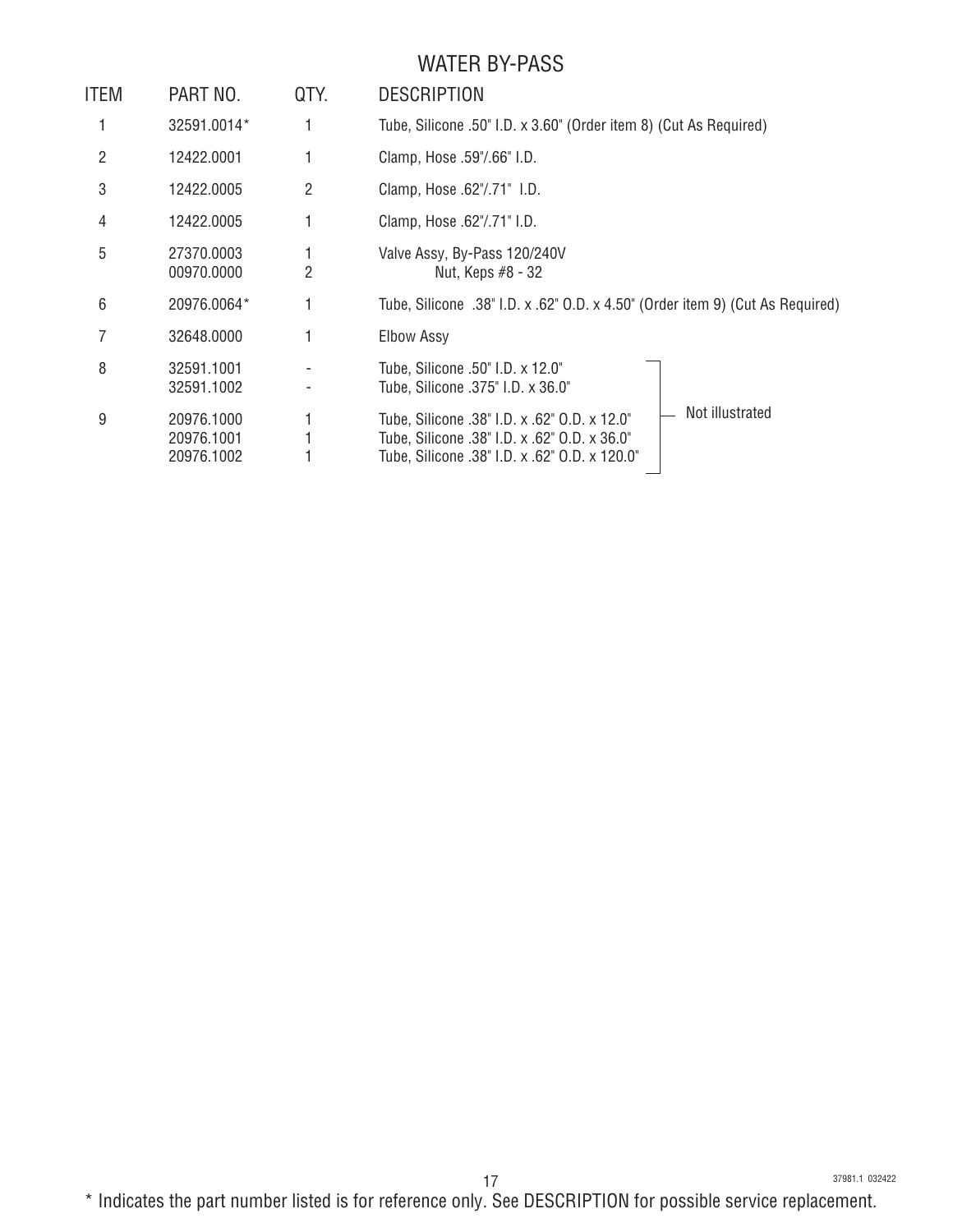# WATER BY-PASS

| ITEM | PART NO. | QTY. | DESCRIPTION |
|---|---|---|---|
| 1 | 32591.0014* | 1 | Tube, Silicone .50" I.D. x 3.60" (Order item 8) (Cut As Required) |
| 2 | 12422.0001 | 1 | Clamp, Hose .59"/.66" I.D. |
| 3 | 12422.0005 | 2 | Clamp, Hose .62"/.71" I.D. |
| 4 | 12422.0005 | 1 | Clamp, Hose .62"/.71" I.D. |
| 5 | 27370.0003 | 1 | Valve Assy, By-Pass 120/240V |
| | 00970.0000 | 2 | Nut, Keps #8 - 32 |
| 6 | 20976.0064* | 1 | Tube, Silicone .38" I.D. x .62" O.D. x 4.50" (Order item 9) (Cut As Required) |
| 7 | 32648.0000 | 1 | Elbow Assy |
| 8 | 32591.1001 | - | Tube, Silicone .50" I.D. x 12.0" (Not illustrated) |
| | 32591.1002 | - | Tube, Silicone .375" I.D. x 36.0" (Not illustrated) |
| 9 | 20976.1000 | 1 | Tube, Silicone .38" I.D. x .62" O.D. x 12.0" (Not illustrated) |
| | 20976.1001 | 1 | Tube, Silicone .38" I.D. x .62" O.D. x 36.0" (Not illustrated) |
| | 20976.1002 | 1 | Tube, Silicone .38" I.D. x .62" O.D. x 120.0" (Not illustrated) |

37981.1 032422

\* Indicates the part number listed is for reference only. See DESCRIPTION for possible service replacement.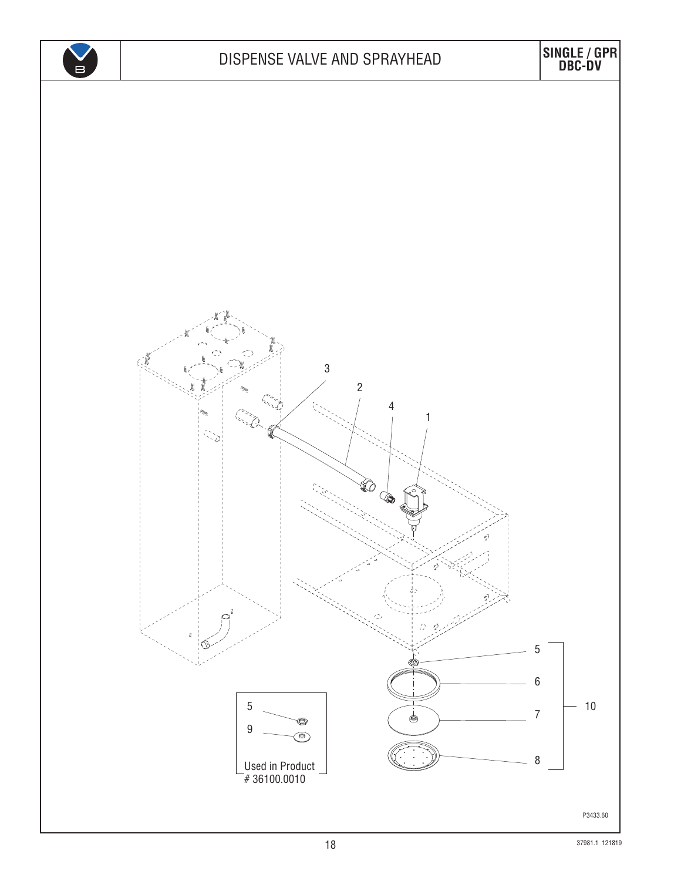# DISPENSE VALVE AND SPRAYHEAD

**SINGLE / GPR DBC-DV**

3
2
4
1
5
6
7
8
10

5
9
Used in Product # 36100.0010

P3433.60

37981.1 121819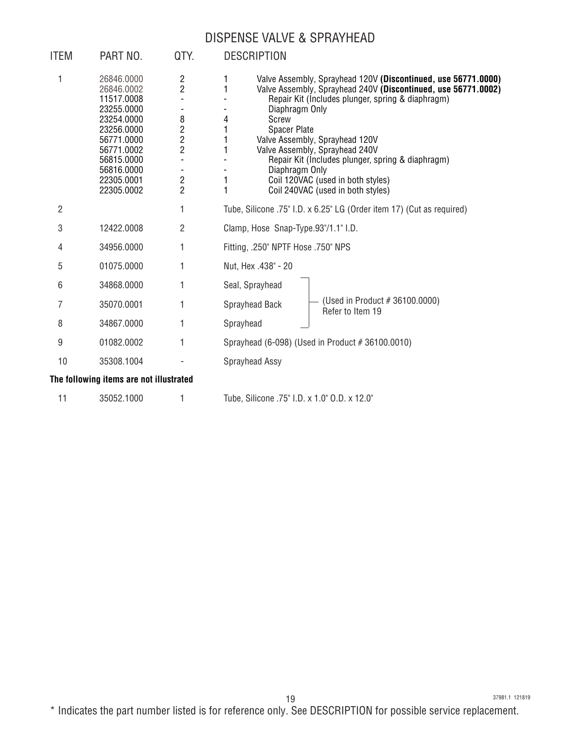# DISPENSE VALVE & SPRAYHEAD

| ITEM | PART NO. | QTY. | DESCRIPTION | |
|---|---|---|---|---|
| 1 | 26846.0000 | 2 | 1 | Valve Assembly, Sprayhead 120V **(Discontinued, use 56771.0000)** |
| | 26846.0002 | 2 | 1 | Valve Assembly, Sprayhead 240V **(Discontinued, use 56771.0002)** |
| | 11517.0008 | - | - | Repair Kit (Includes plunger, spring & diaphragm) |
| | 23255.0000 | - | - | Diaphragm Only |
| | 23254.0000 | 8 | 4 | Screw |
| | 23256.0000 | 2 | 1 | Spacer Plate |
| | 56771.0000 | 2 | 1 | Valve Assembly, Sprayhead 120V |
| | 56771.0002 | 2 | 1 | Valve Assembly, Sprayhead 240V |
| | 56815.0000 | - | - | Repair Kit (Includes plunger, spring & diaphragm) |
| | 56816.0000 | - | - | Diaphragm Only |
| | 22305.0001 | 2 | 1 | Coil 120VAC (used in both styles) |
| | 22305.0002 | 2 | 1 | Coil 240VAC (used in both styles) |
| 2 | | 1 | | Tube, Silicone .75" I.D. x 6.25" LG (Order item 17) (Cut as required) |
| 3 | 12422.0008 | 2 | | Clamp, Hose Snap-Type.93"/1.1" I.D. |
| 4 | 34956.0000 | 1 | | Fitting, .250" NPTF Hose .750" NPS |
| 5 | 01075.0000 | 1 | | Nut, Hex .438" - 20 |
| 6 | 34868.0000 | 1 | | Seal, Sprayhead (Used in Product # 36100.0000) Refer to Item 19 |
| 7 | 35070.0001 | 1 | | Sprayhead Back (Used in Product # 36100.0000) Refer to Item 19 |
| 8 | 34867.0000 | 1 | | Sprayhead (Used in Product # 36100.0000) Refer to Item 19 |
| 9 | 01082.0002 | 1 | | Sprayhead (6-098) (Used in Product # 36100.0010) |
| 10 | 35308.1004 | - | | Sprayhead Assy |

**The following items are not illustrated**

| ITEM | PART NO. | QTY. | DESCRIPTION |
|---|---|---|---|
| 11 | 35052.1000 | 1 | Tube, Silicone .75" I.D. x 1.0" O.D. x 12.0" |

37981.1 121819

* Indicates the part number listed is for reference only. See DESCRIPTION for possible service replacement.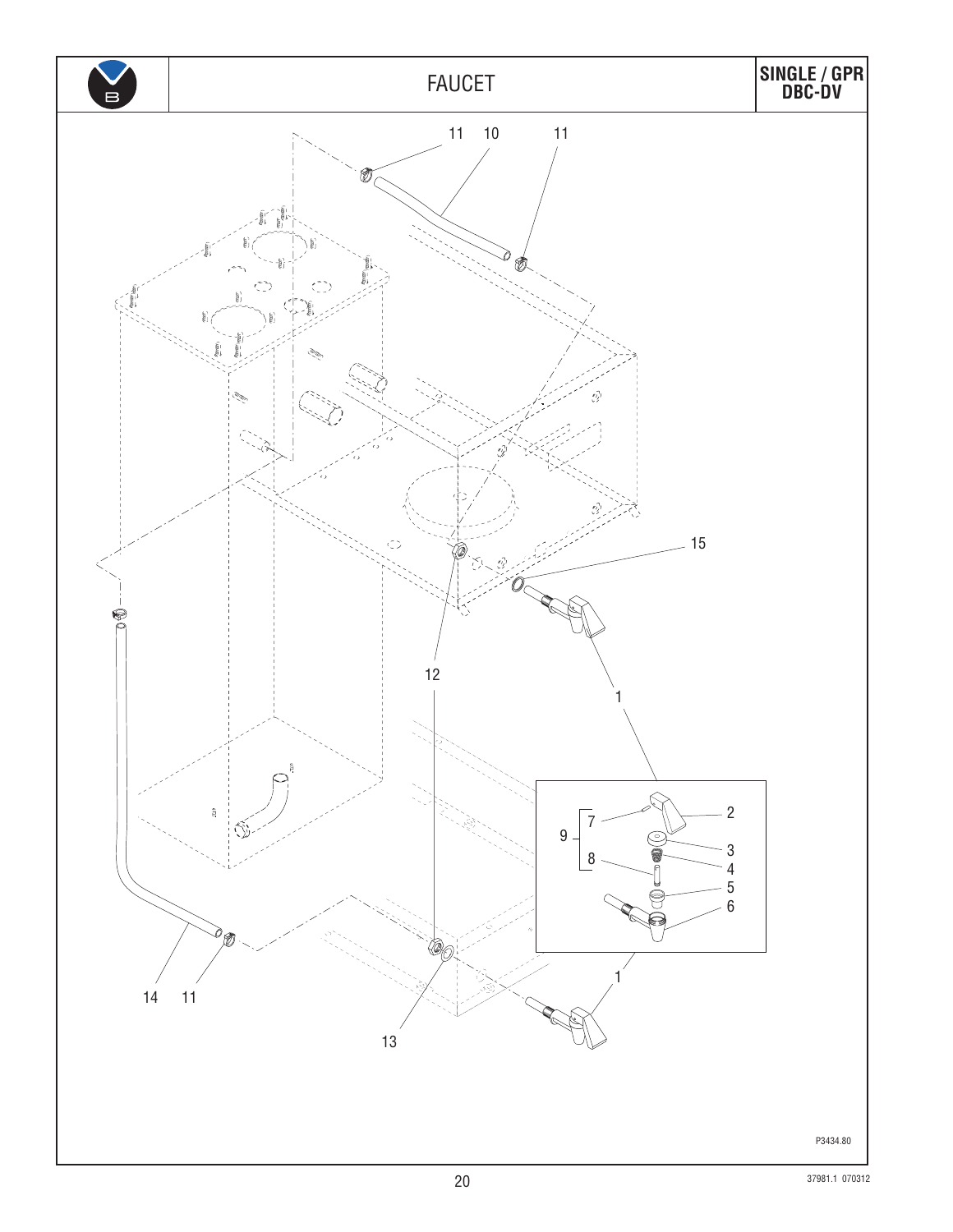# FAUCET

**SINGLE / GPR DBC-DV**

11 10 11

15

12

1

9 [ 7 — 2

3

8 — 4

5

6

1

14 11

13

P3434.80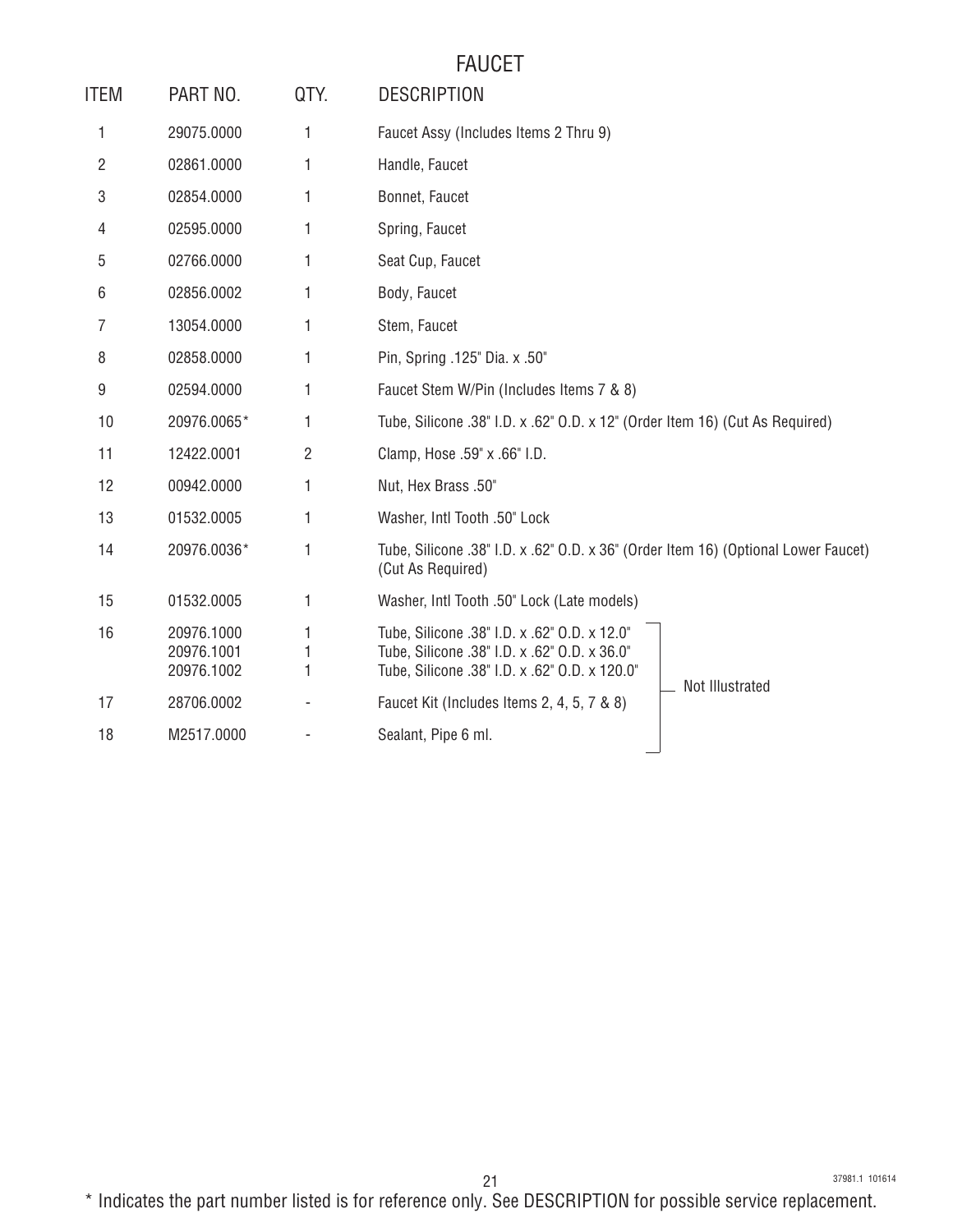# FAUCET

| ITEM | PART NO. | QTY. | DESCRIPTION |
|---|---|---|---|
| 1 | 29075.0000 | 1 | Faucet Assy (Includes Items 2 Thru 9) |
| 2 | 02861.0000 | 1 | Handle, Faucet |
| 3 | 02854.0000 | 1 | Bonnet, Faucet |
| 4 | 02595.0000 | 1 | Spring, Faucet |
| 5 | 02766.0000 | 1 | Seat Cup, Faucet |
| 6 | 02856.0002 | 1 | Body, Faucet |
| 7 | 13054.0000 | 1 | Stem, Faucet |
| 8 | 02858.0000 | 1 | Pin, Spring .125" Dia. x .50" |
| 9 | 02594.0000 | 1 | Faucet Stem W/Pin (Includes Items 7 & 8) |
| 10 | 20976.0065* | 1 | Tube, Silicone .38" I.D. x .62" O.D. x 12" (Order Item 16) (Cut As Required) |
| 11 | 12422.0001 | 2 | Clamp, Hose .59" x .66" I.D. |
| 12 | 00942.0000 | 1 | Nut, Hex Brass .50" |
| 13 | 01532.0005 | 1 | Washer, Intl Tooth .50" Lock |
| 14 | 20976.0036* | 1 | Tube, Silicone .38" I.D. x .62" O.D. x 36" (Order Item 16) (Optional Lower Faucet) (Cut As Required) |
| 15 | 01532.0005 | 1 | Washer, Intl Tooth .50" Lock (Late models) |
| 16 | 20976.1000 | 1 | Tube, Silicone .38" I.D. x .62" O.D. x 12.0" (Not Illustrated) |
| | 20976.1001 | 1 | Tube, Silicone .38" I.D. x .62" O.D. x 36.0" (Not Illustrated) |
| | 20976.1002 | 1 | Tube, Silicone .38" I.D. x .62" O.D. x 120.0" (Not Illustrated) |
| 17 | 28706.0002 | - | Faucet Kit (Includes Items 2, 4, 5, 7 & 8) (Not Illustrated) |
| 18 | M2517.0000 | - | Sealant, Pipe 6 ml. (Not Illustrated) |

37981.1 101614

* Indicates the part number listed is for reference only. See DESCRIPTION for possible service replacement.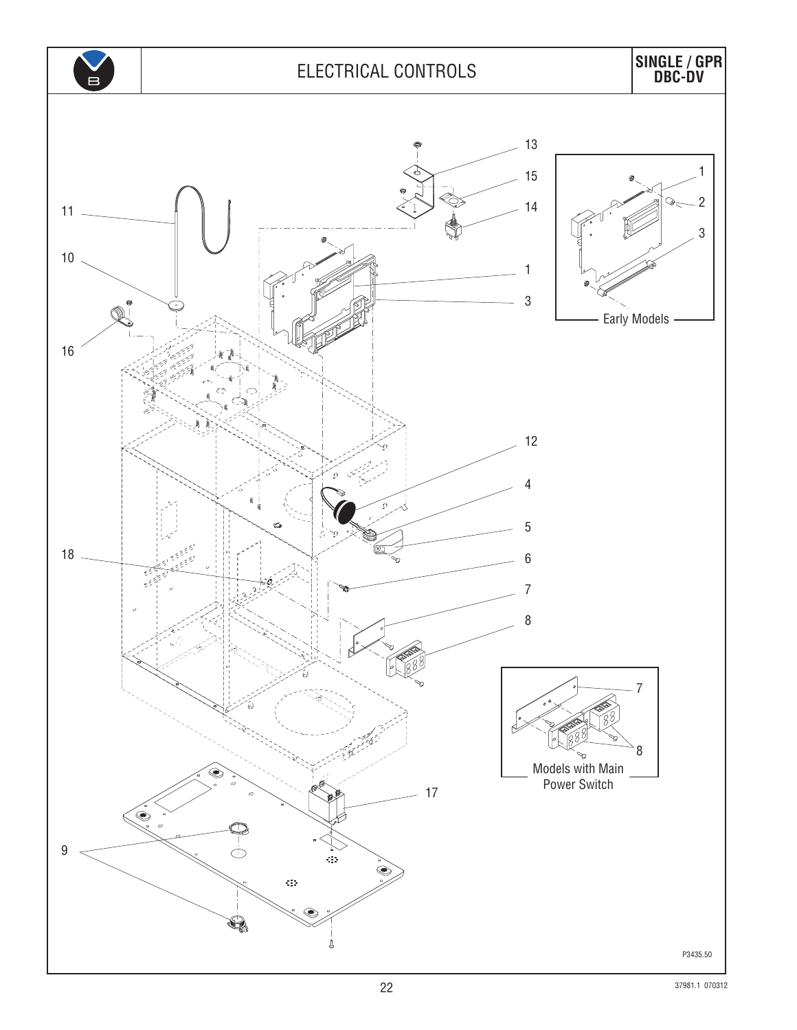# ELECTRICAL CONTROLS

**SINGLE / GPR DBC-DV**

Early Models

Models with Main Power Switch

P3435.50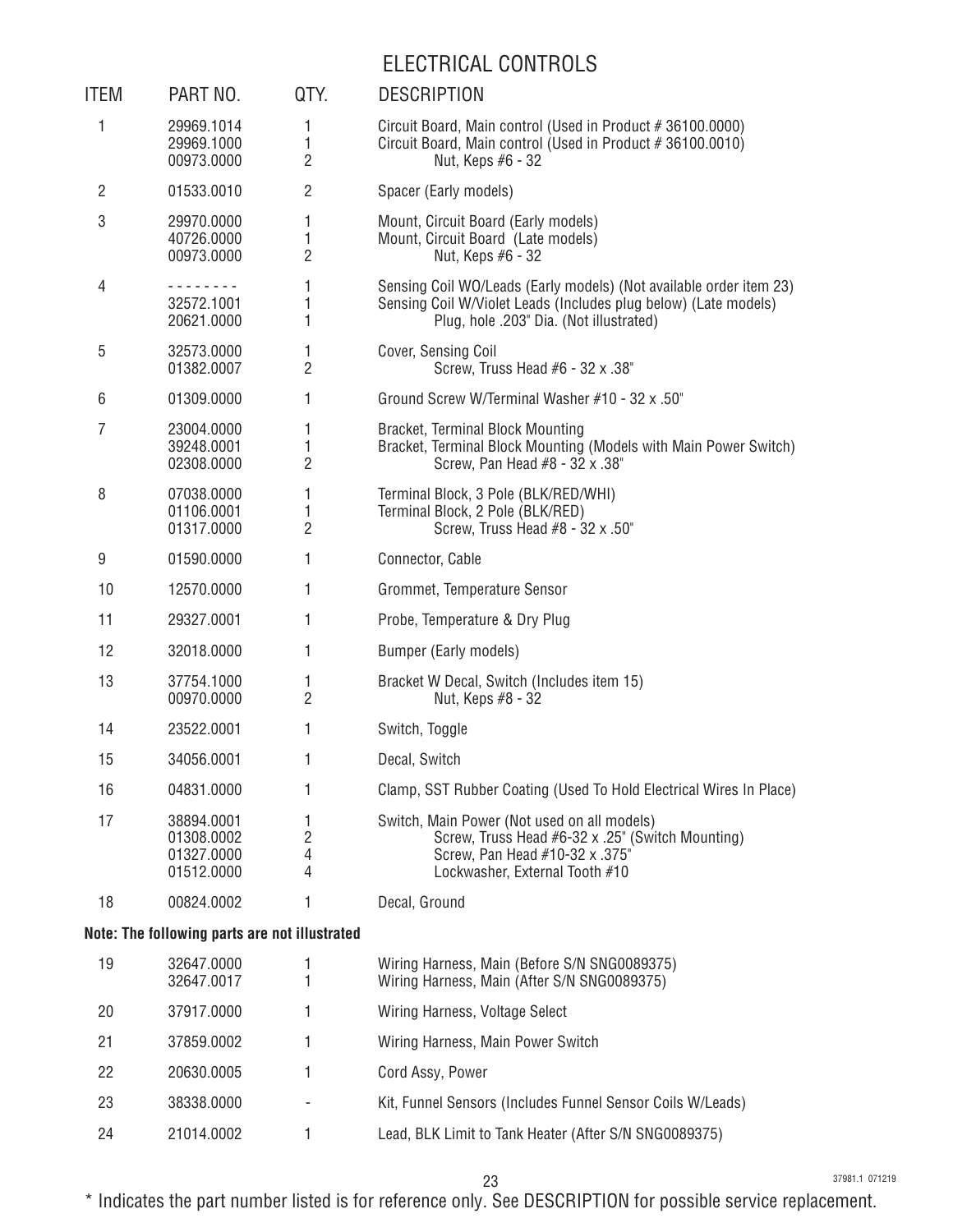# ELECTRICAL CONTROLS

| ITEM | PART NO. | QTY. | DESCRIPTION |
|---|---|---|---|
| 1 | 29969.1014 | 1 | Circuit Board, Main control (Used in Product # 36100.0000) |
| | 29969.1000 | 1 | Circuit Board, Main control (Used in Product # 36100.0010) |
| | 00973.0000 | 2 | Nut, Keps #6 - 32 |
| 2 | 01533.0010 | 2 | Spacer (Early models) |
| 3 | 29970.0000 | 1 | Mount, Circuit Board (Early models) |
| | 40726.0000 | 1 | Mount, Circuit Board (Late models) |
| | 00973.0000 | 2 | Nut, Keps #6 - 32 |
| 4 | - - - - - - - - | 1 | Sensing Coil WO/Leads (Early models) (Not available order item 23) |
| | 32572.1001 | 1 | Sensing Coil W/Violet Leads (Includes plug below) (Late models) |
| | 20621.0000 | 1 | Plug, hole .203" Dia. (Not illustrated) |
| 5 | 32573.0000 | 1 | Cover, Sensing Coil |
| | 01382.0007 | 2 | Screw, Truss Head #6 - 32 x .38" |
| 6 | 01309.0000 | 1 | Ground Screw W/Terminal Washer #10 - 32 x .50" |
| 7 | 23004.0000 | 1 | Bracket, Terminal Block Mounting |
| | 39248.0001 | 1 | Bracket, Terminal Block Mounting (Models with Main Power Switch) |
| | 02308.0000 | 2 | Screw, Pan Head #8 - 32 x .38" |
| 8 | 07038.0000 | 1 | Terminal Block, 3 Pole (BLK/RED/WHI) |
| | 01106.0001 | 1 | Terminal Block, 2 Pole (BLK/RED) |
| | 01317.0000 | 2 | Screw, Truss Head #8 - 32 x .50" |
| 9 | 01590.0000 | 1 | Connector, Cable |
| 10 | 12570.0000 | 1 | Grommet, Temperature Sensor |
| 11 | 29327.0001 | 1 | Probe, Temperature & Dry Plug |
| 12 | 32018.0000 | 1 | Bumper (Early models) |
| 13 | 37754.1000 | 1 | Bracket W Decal, Switch (Includes item 15) |
| | 00970.0000 | 2 | Nut, Keps #8 - 32 |
| 14 | 23522.0001 | 1 | Switch, Toggle |
| 15 | 34056.0001 | 1 | Decal, Switch |
| 16 | 04831.0000 | 1 | Clamp, SST Rubber Coating (Used To Hold Electrical Wires In Place) |
| 17 | 38894.0001 | 1 | Switch, Main Power (Not used on all models) |
| | 01308.0002 | 2 | Screw, Truss Head #6-32 x .25" (Switch Mounting) |
| | 01327.0000 | 4 | Screw, Pan Head #10-32 x .375" |
| | 01512.0000 | 4 | Lockwasher, External Tooth #10 |
| 18 | 00824.0002 | 1 | Decal, Ground |

**Note: The following parts are not illustrated**

| ITEM | PART NO. | QTY. | DESCRIPTION |
|---|---|---|---|
| 19 | 32647.0000 | 1 | Wiring Harness, Main (Before S/N SNG0089375) |
| | 32647.0017 | 1 | Wiring Harness, Main (After S/N SNG0089375) |
| 20 | 37917.0000 | 1 | Wiring Harness, Voltage Select |
| 21 | 37859.0002 | 1 | Wiring Harness, Main Power Switch |
| 22 | 20630.0005 | 1 | Cord Assy, Power |
| 23 | 38338.0000 | - | Kit, Funnel Sensors (Includes Funnel Sensor Coils W/Leads) |
| 24 | 21014.0002 | 1 | Lead, BLK Limit to Tank Heater (After S/N SNG0089375) |

37981.1 071219

* Indicates the part number listed is for reference only. See DESCRIPTION for possible service replacement.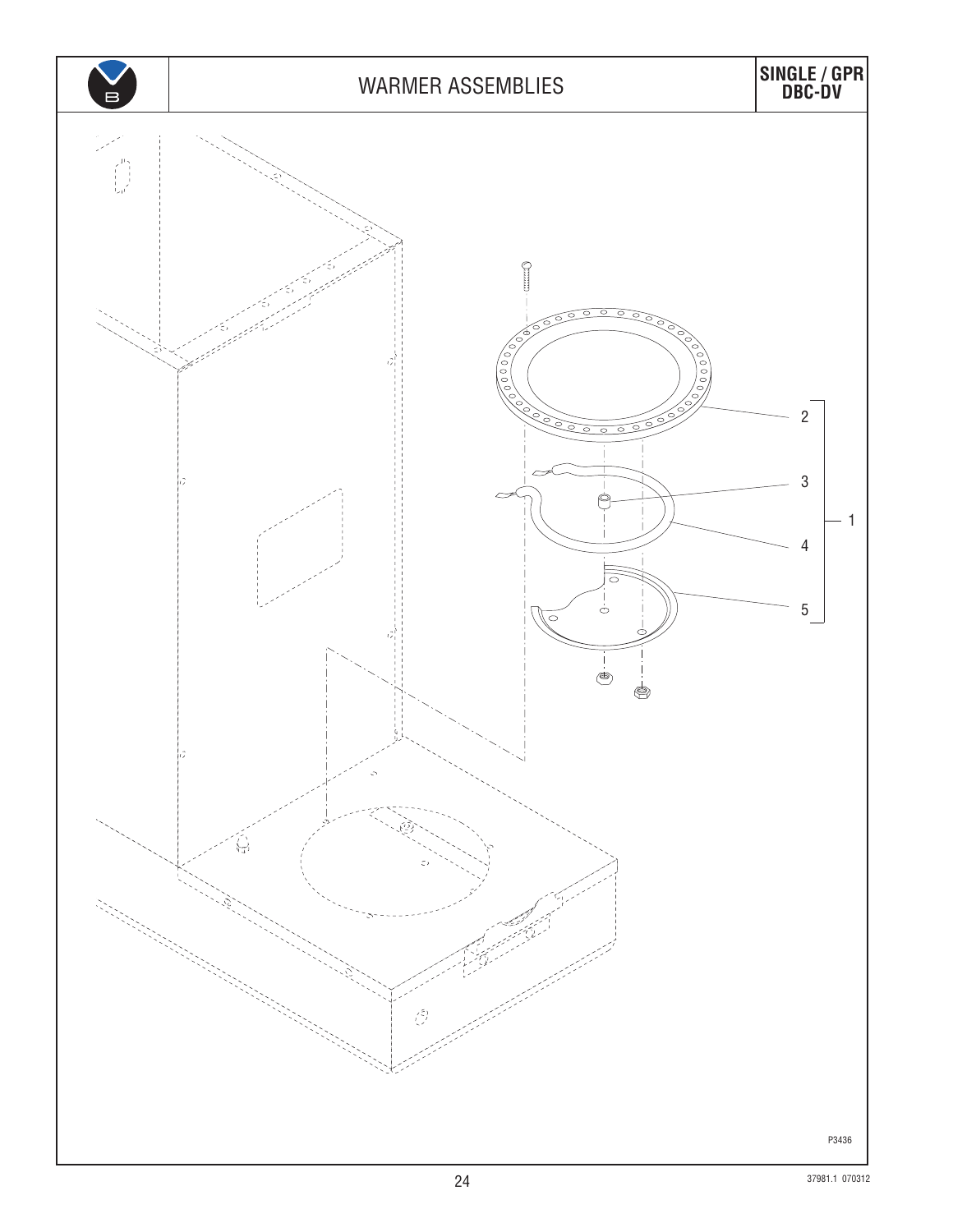# WARMER ASSEMBLIES

**SINGLE / GPR DBC-DV**

2

3

1

4

5

P3436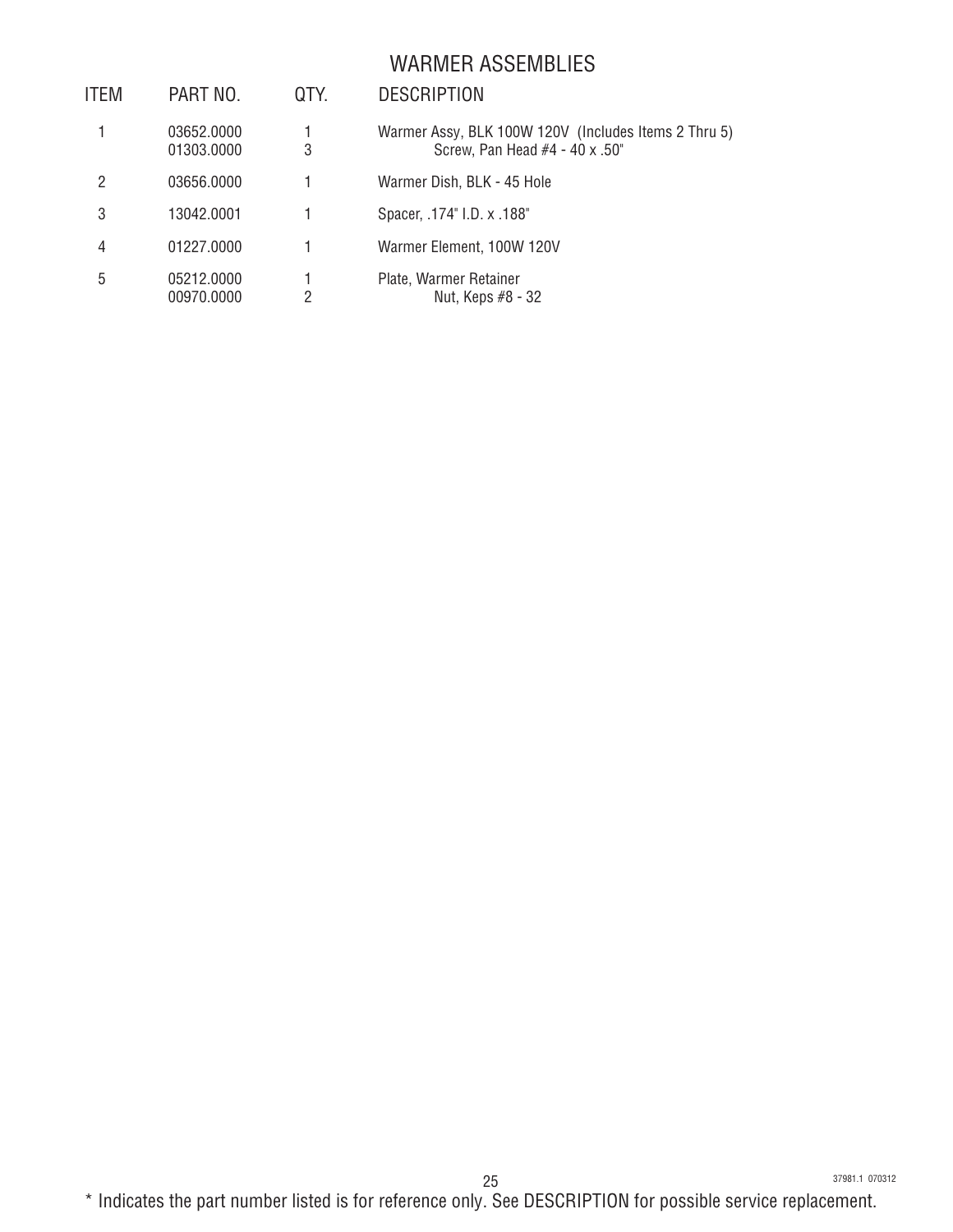## WARMER ASSEMBLIES

| ITEM | PART NO. | QTY. | DESCRIPTION |
|---|---|---|---|
| 1 | 03652.0000 | 1 | Warmer Assy, BLK 100W 120V (Includes Items 2 Thru 5) |
| | 01303.0000 | 3 | Screw, Pan Head #4 - 40 x .50" |
| 2 | 03656.0000 | 1 | Warmer Dish, BLK - 45 Hole |
| 3 | 13042.0001 | 1 | Spacer, .174" I.D. x .188" |
| 4 | 01227.0000 | 1 | Warmer Element, 100W 120V |
| 5 | 05212.0000 | 1 | Plate, Warmer Retainer |
| | 00970.0000 | 2 | Nut, Keps #8 - 32 |

37981.1 070312

* Indicates the part number listed is for reference only. See DESCRIPTION for possible service replacement.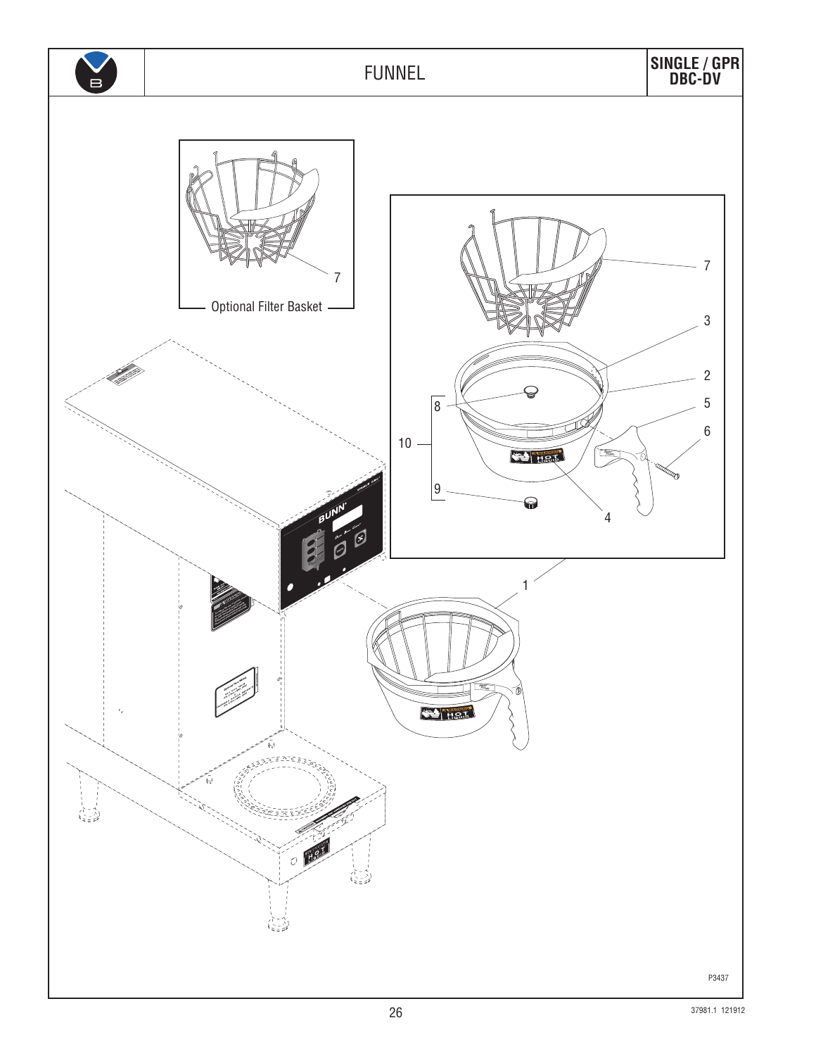# FUNNEL

**SINGLE / GPR DBC-DV**

Optional Filter Basket

7

7
3
2
8
5
10
6
9
4
1

P3437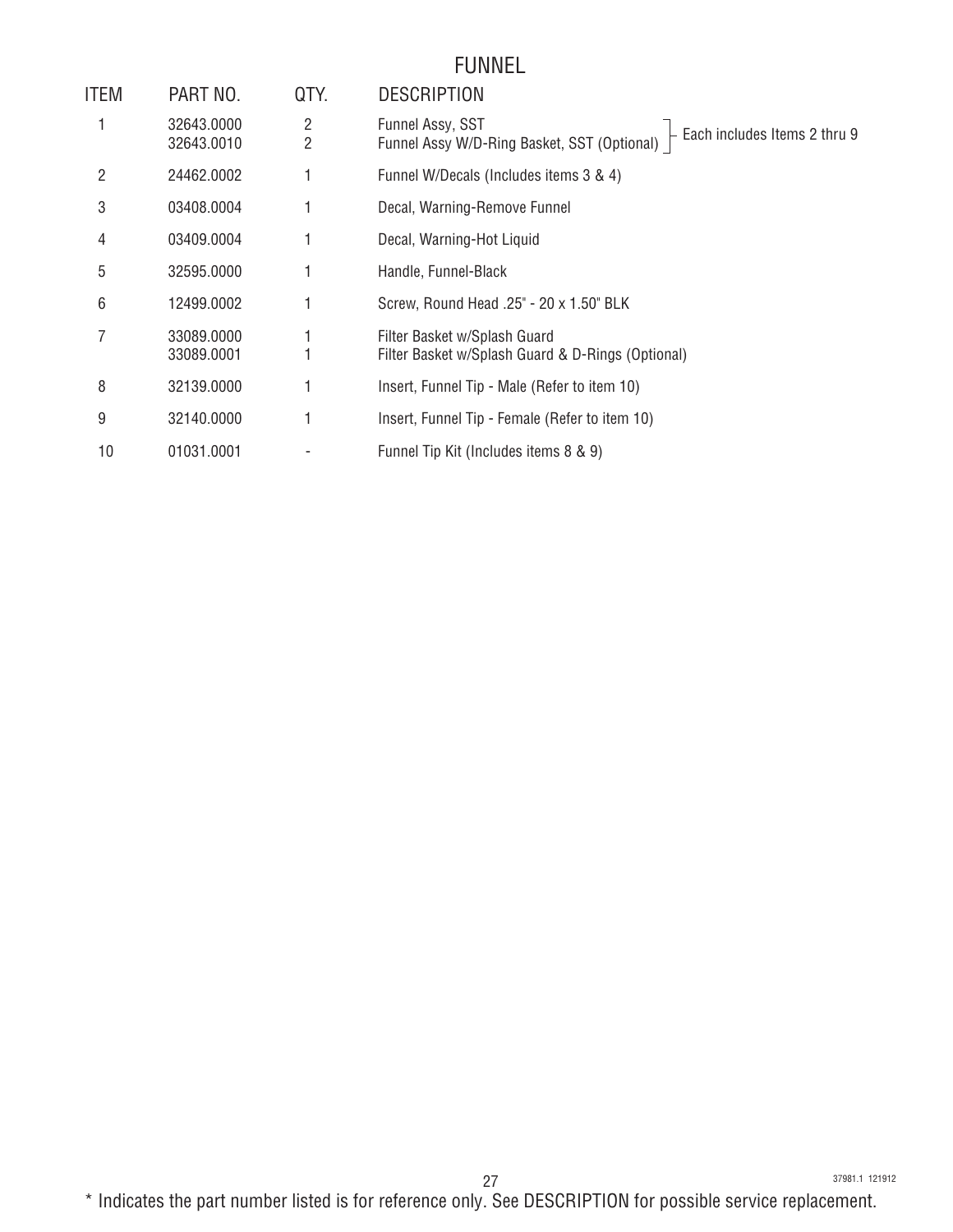## FUNNEL

| ITEM | PART NO. | QTY. | DESCRIPTION |
|---|---|---|---|
| 1 | 32643.0000<br>32643.0010 | 2<br>2 | Funnel Assy, SST<br>Funnel Assy W/D-Ring Basket, SST (Optional) — Each includes Items 2 thru 9 |
| 2 | 24462.0002 | 1 | Funnel W/Decals (Includes items 3 & 4) |
| 3 | 03408.0004 | 1 | Decal, Warning-Remove Funnel |
| 4 | 03409.0004 | 1 | Decal, Warning-Hot Liquid |
| 5 | 32595.0000 | 1 | Handle, Funnel-Black |
| 6 | 12499.0002 | 1 | Screw, Round Head .25" - 20 x 1.50" BLK |
| 7 | 33089.0000<br>33089.0001 | 1<br>1 | Filter Basket w/Splash Guard<br>Filter Basket w/Splash Guard & D-Rings (Optional) |
| 8 | 32139.0000 | 1 | Insert, Funnel Tip - Male (Refer to item 10) |
| 9 | 32140.0000 | 1 | Insert, Funnel Tip - Female (Refer to item 10) |
| 10 | 01031.0001 | - | Funnel Tip Kit (Includes items 8 & 9) |

37981.1 121912

* Indicates the part number listed is for reference only. See DESCRIPTION for possible service replacement.